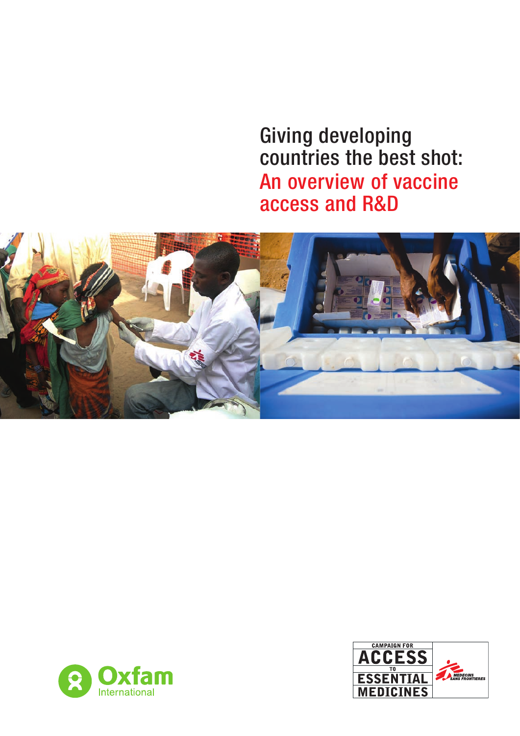# Giving developing countries the best shot: An overview of vaccine access and R&D

Oxfam International

CAMPAIGN FOR ACCESS TO ESSENTIAL MEDICINES

MEDECINS SANS FRONTIERES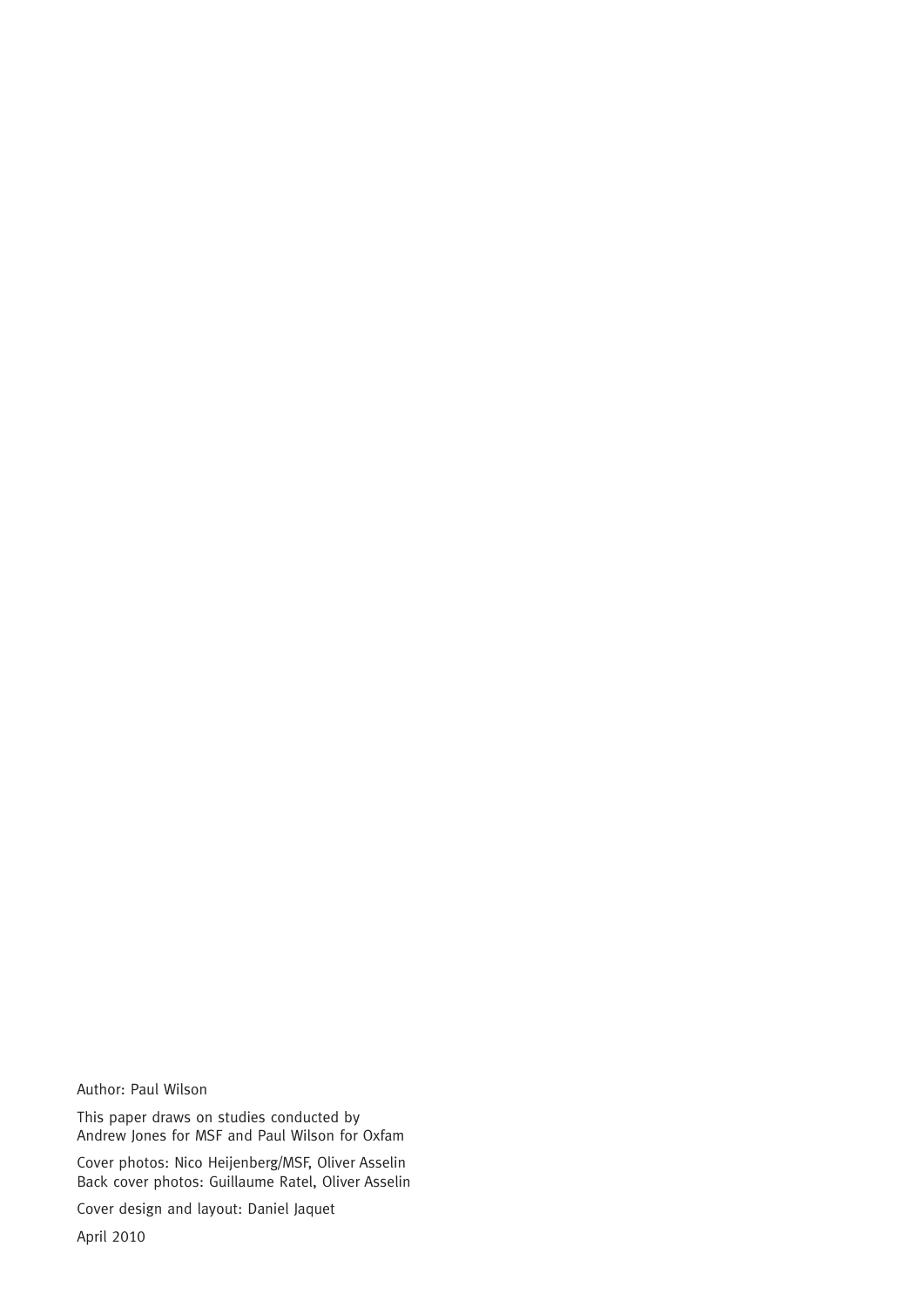Author: Paul Wilson

This paper draws on studies conducted by
Andrew Jones for MSF and Paul Wilson for Oxfam

Cover photos: Nico Heijenberg/MSF, Oliver Asselin
Back cover photos: Guillaume Ratel, Oliver Asselin

Cover design and layout: Daniel Jaquet

April 2010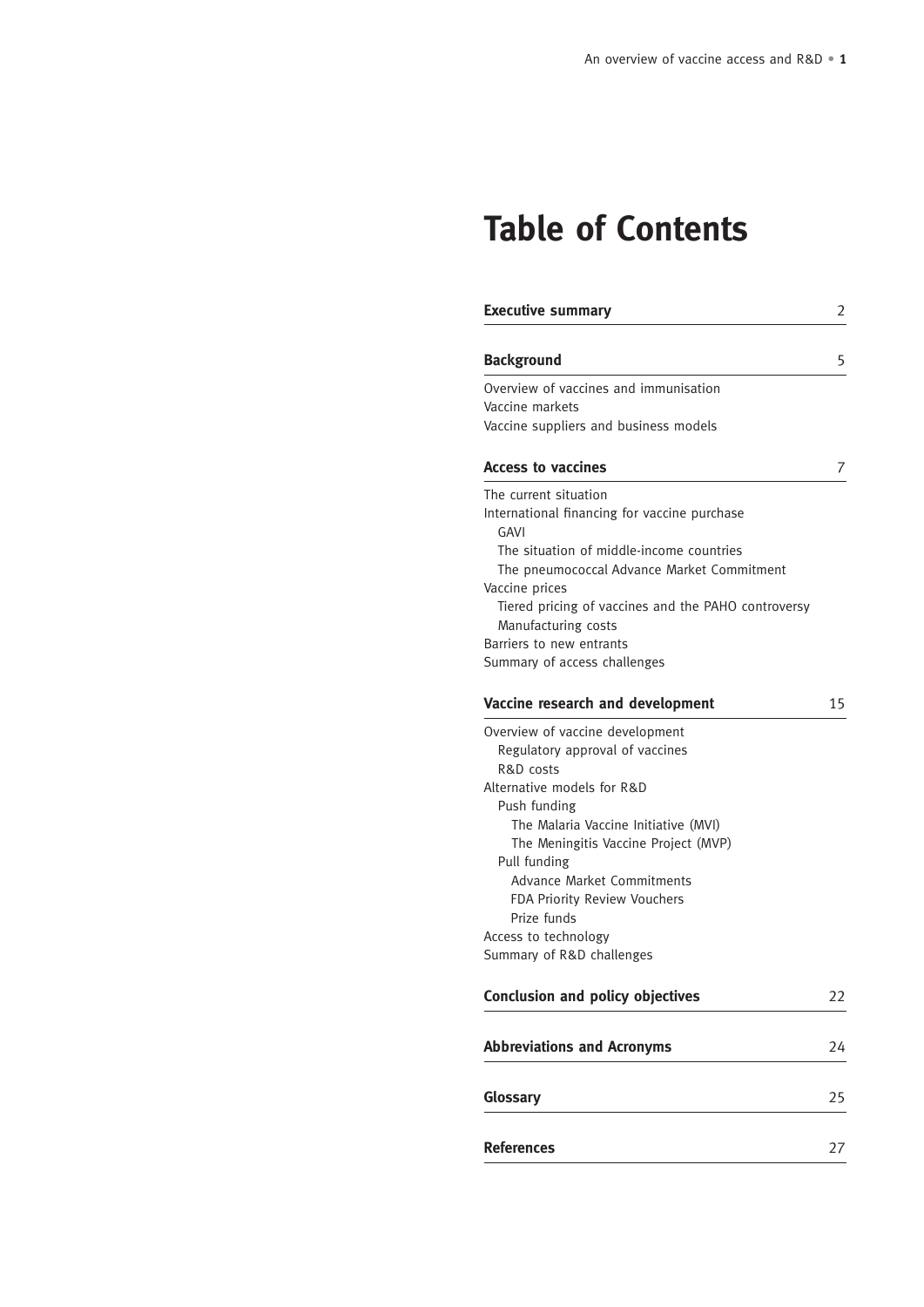# Table of Contents

| | |
|---|---|
| **Executive summary** | 2 |
| **Background** | 5 |
| Overview of vaccines and immunisation | |
| Vaccine markets | |
| Vaccine suppliers and business models | |
| **Access to vaccines** | 7 |
| The current situation | |
| International financing for vaccine purchase | |
| GAVI | |
| The situation of middle-income countries | |
| The pneumococcal Advance Market Commitment | |
| Vaccine prices | |
| Tiered pricing of vaccines and the PAHO controversy | |
| Manufacturing costs | |
| Barriers to new entrants | |
| Summary of access challenges | |
| **Vaccine research and development** | 15 |
| Overview of vaccine development | |
| Regulatory approval of vaccines | |
| R&D costs | |
| Alternative models for R&D | |
| Push funding | |
| The Malaria Vaccine Initiative (MVI) | |
| The Meningitis Vaccine Project (MVP) | |
| Pull funding | |
| Advance Market Commitments | |
| FDA Priority Review Vouchers | |
| Prize funds | |
| Access to technology | |
| Summary of R&D challenges | |
| **Conclusion and policy objectives** | 22 |
| **Abbreviations and Acronyms** | 24 |
| **Glossary** | 25 |
| **References** | 27 |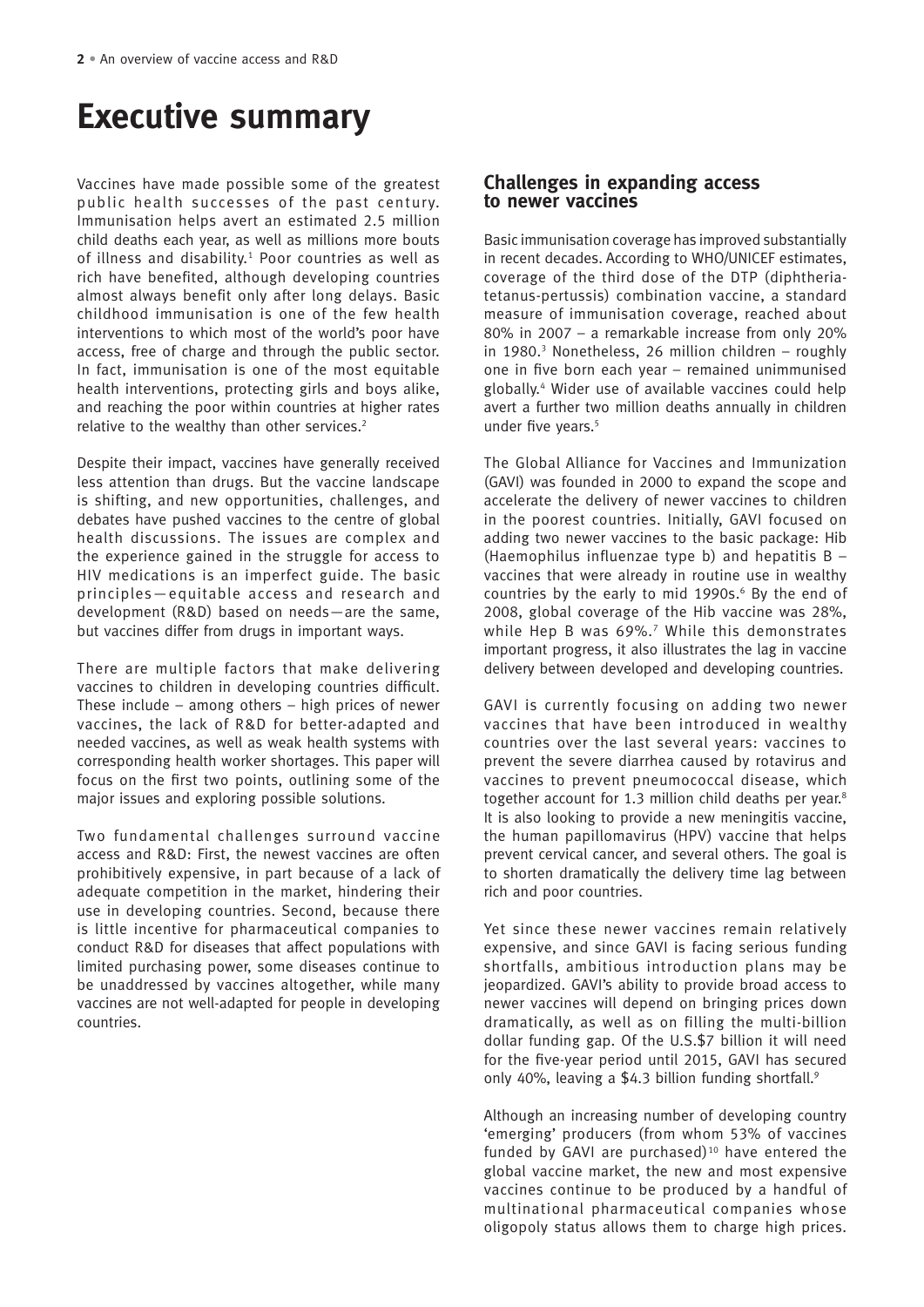# Executive summary

Vaccines have made possible some of the greatest public health successes of the past century. Immunisation helps avert an estimated 2.5 million child deaths each year, as well as millions more bouts of illness and disability.[1] Poor countries as well as rich have benefited, although developing countries almost always benefit only after long delays. Basic childhood immunisation is one of the few health interventions to which most of the world's poor have access, free of charge and through the public sector. In fact, immunisation is one of the most equitable health interventions, protecting girls and boys alike, and reaching the poor within countries at higher rates relative to the wealthy than other services.[2]

Despite their impact, vaccines have generally received less attention than drugs. But the vaccine landscape is shifting, and new opportunities, challenges, and debates have pushed vaccines to the centre of global health discussions. The issues are complex and the experience gained in the struggle for access to HIV medications is an imperfect guide. The basic principles—equitable access and research and development (R&D) based on needs—are the same, but vaccines differ from drugs in important ways.

There are multiple factors that make delivering vaccines to children in developing countries difficult. These include – among others – high prices of newer vaccines, the lack of R&D for better-adapted and needed vaccines, as well as weak health systems with corresponding health worker shortages. This paper will focus on the first two points, outlining some of the major issues and exploring possible solutions.

Two fundamental challenges surround vaccine access and R&D: First, the newest vaccines are often prohibitively expensive, in part because of a lack of adequate competition in the market, hindering their use in developing countries. Second, because there is little incentive for pharmaceutical companies to conduct R&D for diseases that affect populations with limited purchasing power, some diseases continue to be unaddressed by vaccines altogether, while many vaccines are not well-adapted for people in developing countries.

## Challenges in expanding access to newer vaccines

Basic immunisation coverage has improved substantially in recent decades. According to WHO/UNICEF estimates, coverage of the third dose of the DTP (diphtheria-tetanus-pertussis) combination vaccine, a standard measure of immunisation coverage, reached about 80% in 2007 – a remarkable increase from only 20% in 1980.[3] Nonetheless, 26 million children – roughly one in five born each year – remained unimmunised globally.[4] Wider use of available vaccines could help avert a further two million deaths annually in children under five years.[5]

The Global Alliance for Vaccines and Immunization (GAVI) was founded in 2000 to expand the scope and accelerate the delivery of newer vaccines to children in the poorest countries. Initially, GAVI focused on adding two newer vaccines to the basic package: Hib (Haemophilus influenzae type b) and hepatitis B – vaccines that were already in routine use in wealthy countries by the early to mid 1990s.[6] By the end of 2008, global coverage of the Hib vaccine was 28%, while Hep B was 69%.[7] While this demonstrates important progress, it also illustrates the lag in vaccine delivery between developed and developing countries.

GAVI is currently focusing on adding two newer vaccines that have been introduced in wealthy countries over the last several years: vaccines to prevent the severe diarrhea caused by rotavirus and vaccines to prevent pneumococcal disease, which together account for 1.3 million child deaths per year.[8] It is also looking to provide a new meningitis vaccine, the human papillomavirus (HPV) vaccine that helps prevent cervical cancer, and several others. The goal is to shorten dramatically the delivery time lag between rich and poor countries.

Yet since these newer vaccines remain relatively expensive, and since GAVI is facing serious funding shortfalls, ambitious introduction plans may be jeopardized. GAVI's ability to provide broad access to newer vaccines will depend on bringing prices down dramatically, as well as on filling the multi-billion dollar funding gap. Of the U.S.$7 billion it will need for the five-year period until 2015, GAVI has secured only 40%, leaving a $4.3 billion funding shortfall.[9]

Although an increasing number of developing country 'emerging' producers (from whom 53% of vaccines funded by GAVI are purchased)[10] have entered the global vaccine market, the new and most expensive vaccines continue to be produced by a handful of multinational pharmaceutical companies whose oligopoly status allows them to charge high prices.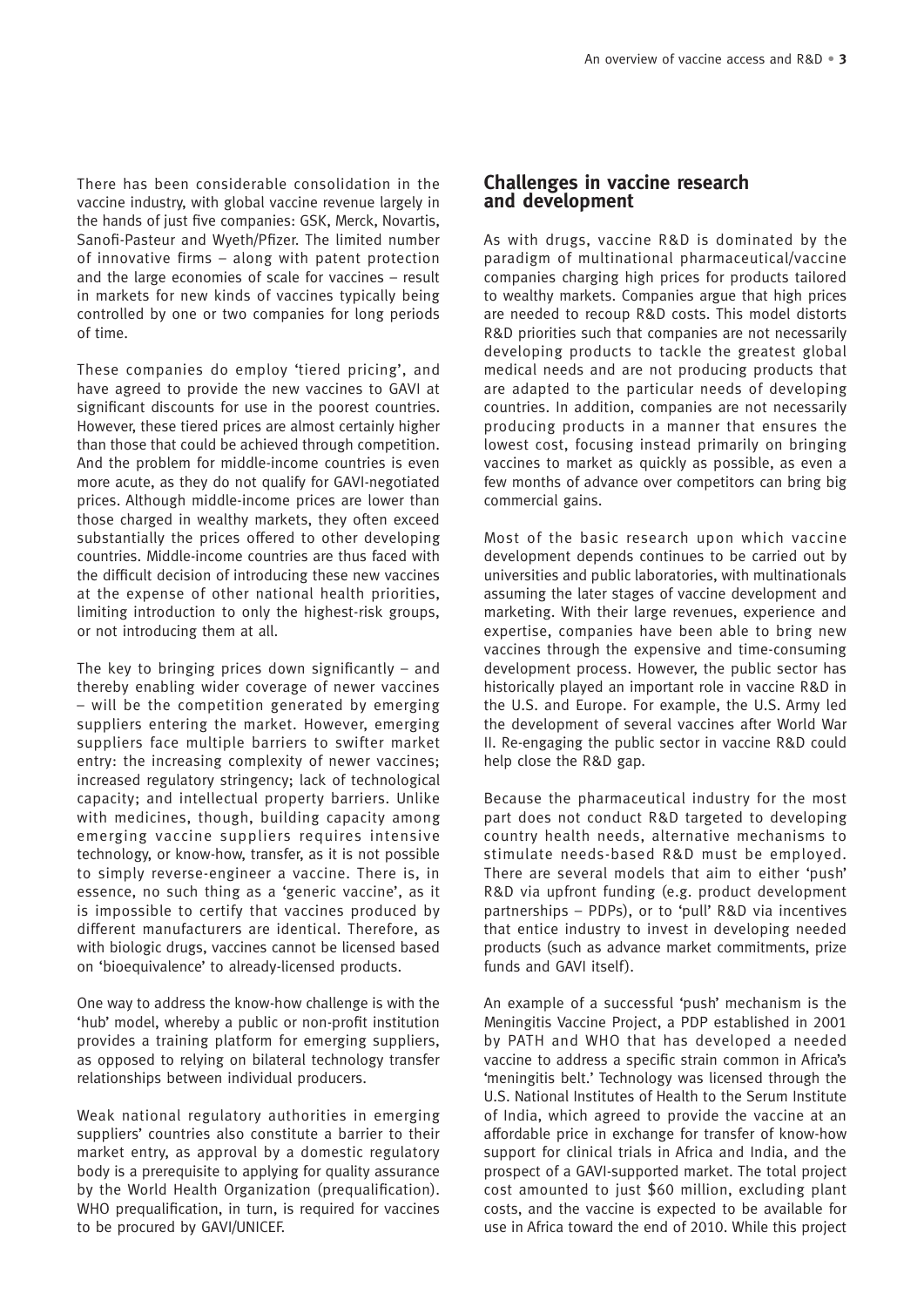There has been considerable consolidation in the vaccine industry, with global vaccine revenue largely in the hands of just five companies: GSK, Merck, Novartis, Sanofi-Pasteur and Wyeth/Pfizer. The limited number of innovative firms – along with patent protection and the large economies of scale for vaccines – result in markets for new kinds of vaccines typically being controlled by one or two companies for long periods of time.

These companies do employ 'tiered pricing', and have agreed to provide the new vaccines to GAVI at significant discounts for use in the poorest countries. However, these tiered prices are almost certainly higher than those that could be achieved through competition. And the problem for middle-income countries is even more acute, as they do not qualify for GAVI-negotiated prices. Although middle-income prices are lower than those charged in wealthy markets, they often exceed substantially the prices offered to other developing countries. Middle-income countries are thus faced with the difficult decision of introducing these new vaccines at the expense of other national health priorities, limiting introduction to only the highest-risk groups, or not introducing them at all.

The key to bringing prices down significantly – and thereby enabling wider coverage of newer vaccines – will be the competition generated by emerging suppliers entering the market. However, emerging suppliers face multiple barriers to swifter market entry: the increasing complexity of newer vaccines; increased regulatory stringency; lack of technological capacity; and intellectual property barriers. Unlike with medicines, though, building capacity among emerging vaccine suppliers requires intensive technology, or know-how, transfer, as it is not possible to simply reverse-engineer a vaccine. There is, in essence, no such thing as a 'generic vaccine', as it is impossible to certify that vaccines produced by different manufacturers are identical. Therefore, as with biologic drugs, vaccines cannot be licensed based on 'bioequivalence' to already-licensed products.

One way to address the know-how challenge is with the 'hub' model, whereby a public or non-profit institution provides a training platform for emerging suppliers, as opposed to relying on bilateral technology transfer relationships between individual producers.

Weak national regulatory authorities in emerging suppliers' countries also constitute a barrier to their market entry, as approval by a domestic regulatory body is a prerequisite to applying for quality assurance by the World Health Organization (prequalification). WHO prequalification, in turn, is required for vaccines to be procured by GAVI/UNICEF.

## Challenges in vaccine research and development

As with drugs, vaccine R&D is dominated by the paradigm of multinational pharmaceutical/vaccine companies charging high prices for products tailored to wealthy markets. Companies argue that high prices are needed to recoup R&D costs. This model distorts R&D priorities such that companies are not necessarily developing products to tackle the greatest global medical needs and are not producing products that are adapted to the particular needs of developing countries. In addition, companies are not necessarily producing products in a manner that ensures the lowest cost, focusing instead primarily on bringing vaccines to market as quickly as possible, as even a few months of advance over competitors can bring big commercial gains.

Most of the basic research upon which vaccine development depends continues to be carried out by universities and public laboratories, with multinationals assuming the later stages of vaccine development and marketing. With their large revenues, experience and expertise, companies have been able to bring new vaccines through the expensive and time-consuming development process. However, the public sector has historically played an important role in vaccine R&D in the U.S. and Europe. For example, the U.S. Army led the development of several vaccines after World War II. Re-engaging the public sector in vaccine R&D could help close the R&D gap.

Because the pharmaceutical industry for the most part does not conduct R&D targeted to developing country health needs, alternative mechanisms to stimulate needs-based R&D must be employed. There are several models that aim to either 'push' R&D via upfront funding (e.g. product development partnerships – PDPs), or to 'pull' R&D via incentives that entice industry to invest in developing needed products (such as advance market commitments, prize funds and GAVI itself).

An example of a successful 'push' mechanism is the Meningitis Vaccine Project, a PDP established in 2001 by PATH and WHO that has developed a needed vaccine to address a specific strain common in Africa's 'meningitis belt.' Technology was licensed through the U.S. National Institutes of Health to the Serum Institute of India, which agreed to provide the vaccine at an affordable price in exchange for transfer of know-how support for clinical trials in Africa and India, and the prospect of a GAVI-supported market. The total project cost amounted to just $60 million, excluding plant costs, and the vaccine is expected to be available for use in Africa toward the end of 2010. While this project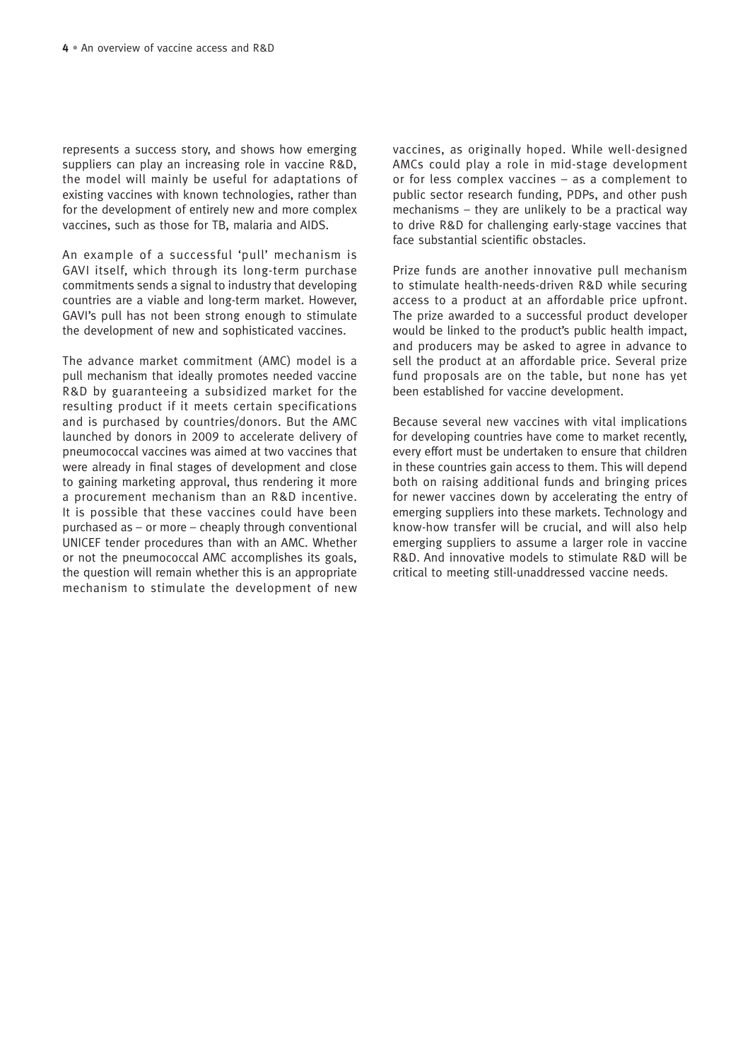represents a success story, and shows how emerging suppliers can play an increasing role in vaccine R&D, the model will mainly be useful for adaptations of existing vaccines with known technologies, rather than for the development of entirely new and more complex vaccines, such as those for TB, malaria and AIDS.

An example of a successful 'pull' mechanism is GAVI itself, which through its long-term purchase commitments sends a signal to industry that developing countries are a viable and long-term market. However, GAVI's pull has not been strong enough to stimulate the development of new and sophisticated vaccines.

The advance market commitment (AMC) model is a pull mechanism that ideally promotes needed vaccine R&D by guaranteeing a subsidized market for the resulting product if it meets certain specifications and is purchased by countries/donors. But the AMC launched by donors in 2009 to accelerate delivery of pneumococcal vaccines was aimed at two vaccines that were already in final stages of development and close to gaining marketing approval, thus rendering it more a procurement mechanism than an R&D incentive. It is possible that these vaccines could have been purchased as – or more – cheaply through conventional UNICEF tender procedures than with an AMC. Whether or not the pneumococcal AMC accomplishes its goals, the question will remain whether this is an appropriate mechanism to stimulate the development of new vaccines, as originally hoped. While well-designed AMCs could play a role in mid-stage development or for less complex vaccines – as a complement to public sector research funding, PDPs, and other push mechanisms – they are unlikely to be a practical way to drive R&D for challenging early-stage vaccines that face substantial scientific obstacles.

Prize funds are another innovative pull mechanism to stimulate health-needs-driven R&D while securing access to a product at an affordable price upfront. The prize awarded to a successful product developer would be linked to the product's public health impact, and producers may be asked to agree in advance to sell the product at an affordable price. Several prize fund proposals are on the table, but none has yet been established for vaccine development.

Because several new vaccines with vital implications for developing countries have come to market recently, every effort must be undertaken to ensure that children in these countries gain access to them. This will depend both on raising additional funds and bringing prices for newer vaccines down by accelerating the entry of emerging suppliers into these markets. Technology and know-how transfer will be crucial, and will also help emerging suppliers to assume a larger role in vaccine R&D. And innovative models to stimulate R&D will be critical to meeting still-unaddressed vaccine needs.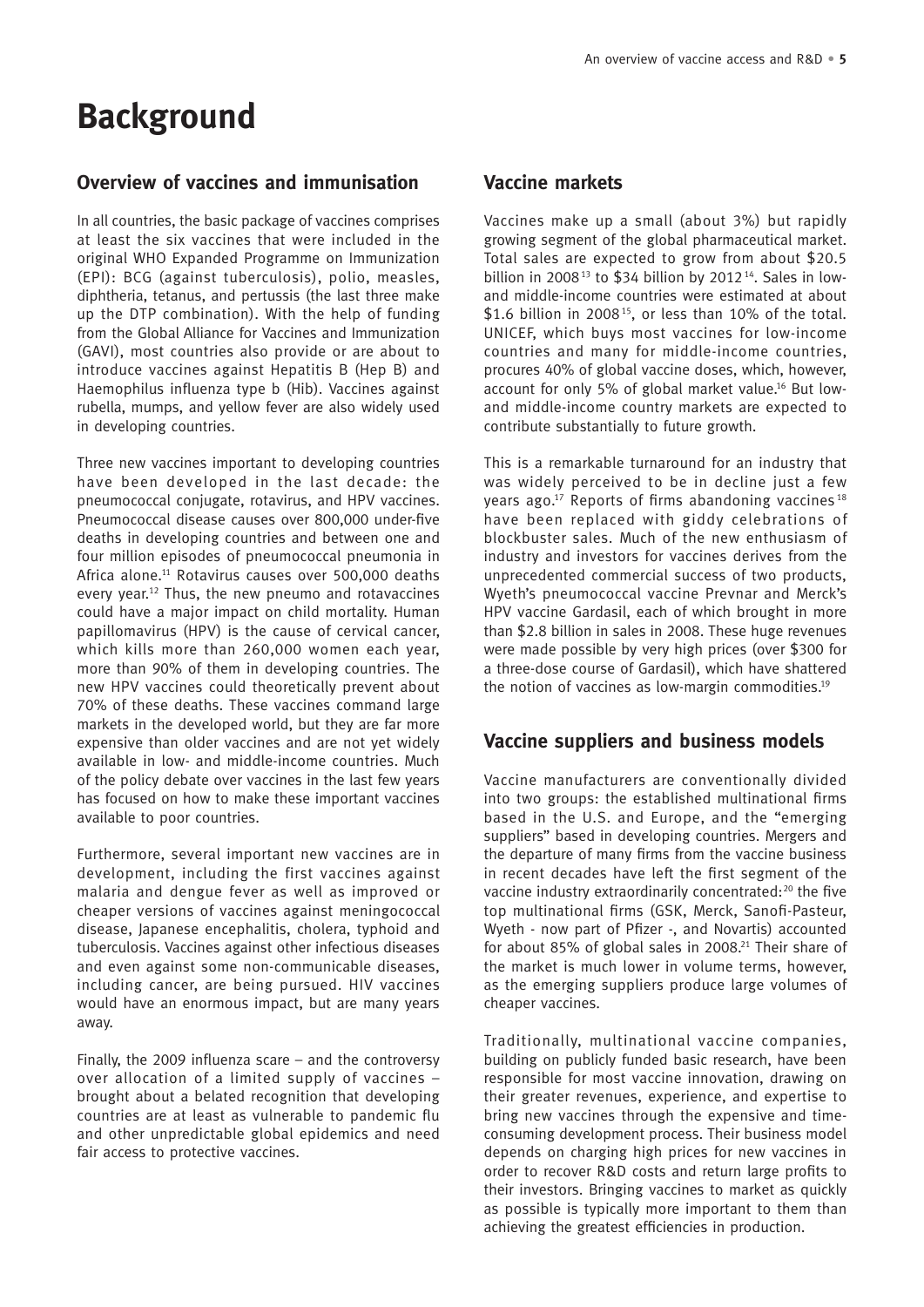# Background

## Overview of vaccines and immunisation

In all countries, the basic package of vaccines comprises at least the six vaccines that were included in the original WHO Expanded Programme on Immunization (EPI): BCG (against tuberculosis), polio, measles, diphtheria, tetanus, and pertussis (the last three make up the DTP combination). With the help of funding from the Global Alliance for Vaccines and Immunization (GAVI), most countries also provide or are about to introduce vaccines against Hepatitis B (Hep B) and Haemophilus influenza type b (Hib). Vaccines against rubella, mumps, and yellow fever are also widely used in developing countries.

Three new vaccines important to developing countries have been developed in the last decade: the pneumococcal conjugate, rotavirus, and HPV vaccines. Pneumococcal disease causes over 800,000 under-five deaths in developing countries and between one and four million episodes of pneumococcal pneumonia in Africa alone.[11] Rotavirus causes over 500,000 deaths every year.[12] Thus, the new pneumo and rotavaccines could have a major impact on child mortality. Human papillomavirus (HPV) is the cause of cervical cancer, which kills more than 260,000 women each year, more than 90% of them in developing countries. The new HPV vaccines could theoretically prevent about 70% of these deaths. These vaccines command large markets in the developed world, but they are far more expensive than older vaccines and are not yet widely available in low- and middle-income countries. Much of the policy debate over vaccines in the last few years has focused on how to make these important vaccines available to poor countries.

Furthermore, several important new vaccines are in development, including the first vaccines against malaria and dengue fever as well as improved or cheaper versions of vaccines against meningococcal disease, Japanese encephalitis, cholera, typhoid and tuberculosis. Vaccines against other infectious diseases and even against some non-communicable diseases, including cancer, are being pursued. HIV vaccines would have an enormous impact, but are many years away.

Finally, the 2009 influenza scare – and the controversy over allocation of a limited supply of vaccines – brought about a belated recognition that developing countries are at least as vulnerable to pandemic flu and other unpredictable global epidemics and need fair access to protective vaccines.

## Vaccine markets

Vaccines make up a small (about 3%) but rapidly growing segment of the global pharmaceutical market. Total sales are expected to grow from about $20.5 billion in 2008[13] to $34 billion by 2012[14]. Sales in low- and middle-income countries were estimated at about $1.6 billion in 2008[15], or less than 10% of the total. UNICEF, which buys most vaccines for low-income countries and many for middle-income countries, procures 40% of global vaccine doses, which, however, account for only 5% of global market value.[16] But low- and middle-income country markets are expected to contribute substantially to future growth.

This is a remarkable turnaround for an industry that was widely perceived to be in decline just a few years ago.[17] Reports of firms abandoning vaccines[18] have been replaced with giddy celebrations of blockbuster sales. Much of the new enthusiasm of industry and investors for vaccines derives from the unprecedented commercial success of two products, Wyeth's pneumococcal vaccine Prevnar and Merck's HPV vaccine Gardasil, each of which brought in more than $2.8 billion in sales in 2008. These huge revenues were made possible by very high prices (over $300 for a three-dose course of Gardasil), which have shattered the notion of vaccines as low-margin commodities.[19]

## Vaccine suppliers and business models

Vaccine manufacturers are conventionally divided into two groups: the established multinational firms based in the U.S. and Europe, and the "emerging suppliers" based in developing countries. Mergers and the departure of many firms from the vaccine business in recent decades have left the first segment of the vaccine industry extraordinarily concentrated:[20] the five top multinational firms (GSK, Merck, Sanofi-Pasteur, Wyeth - now part of Pfizer -, and Novartis) accounted for about 85% of global sales in 2008.[21] Their share of the market is much lower in volume terms, however, as the emerging suppliers produce large volumes of cheaper vaccines.

Traditionally, multinational vaccine companies, building on publicly funded basic research, have been responsible for most vaccine innovation, drawing on their greater revenues, experience, and expertise to bring new vaccines through the expensive and time-consuming development process. Their business model depends on charging high prices for new vaccines in order to recover R&D costs and return large profits to their investors. Bringing vaccines to market as quickly as possible is typically more important to them than achieving the greatest efficiencies in production.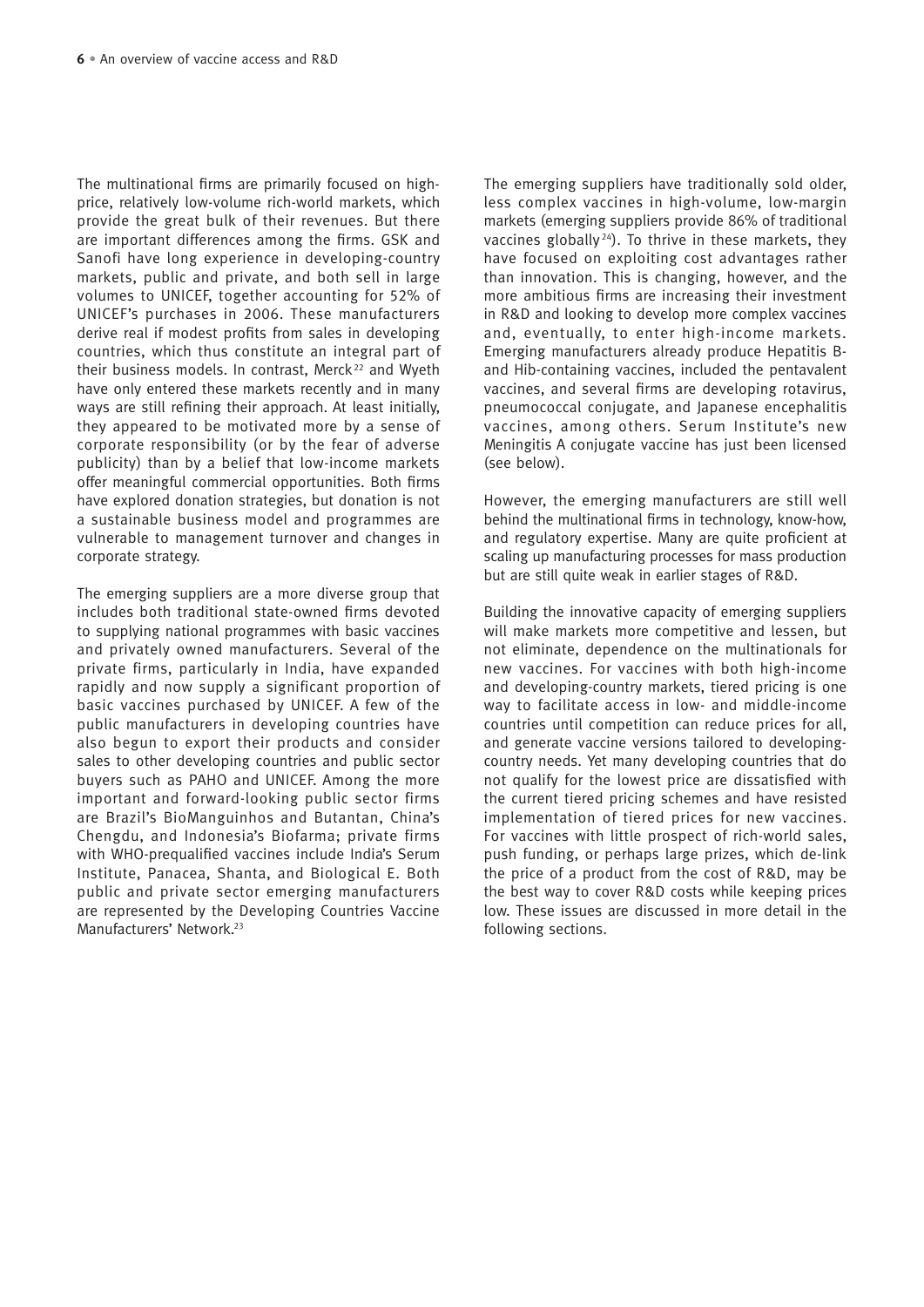The multinational firms are primarily focused on high-price, relatively low-volume rich-world markets, which provide the great bulk of their revenues. But there are important differences among the firms. GSK and Sanofi have long experience in developing-country markets, public and private, and both sell in large volumes to UNICEF, together accounting for 52% of UNICEF's purchases in 2006. These manufacturers derive real if modest profits from sales in developing countries, which thus constitute an integral part of their business models. In contrast, Merck[22] and Wyeth have only entered these markets recently and in many ways are still refining their approach. At least initially, they appeared to be motivated more by a sense of corporate responsibility (or by the fear of adverse publicity) than by a belief that low-income markets offer meaningful commercial opportunities. Both firms have explored donation strategies, but donation is not a sustainable business model and programmes are vulnerable to management turnover and changes in corporate strategy.

The emerging suppliers are a more diverse group that includes both traditional state-owned firms devoted to supplying national programmes with basic vaccines and privately owned manufacturers. Several of the private firms, particularly in India, have expanded rapidly and now supply a significant proportion of basic vaccines purchased by UNICEF. A few of the public manufacturers in developing countries have also begun to export their products and consider sales to other developing countries and public sector buyers such as PAHO and UNICEF. Among the more important and forward-looking public sector firms are Brazil's BioManguinhos and Butantan, China's Chengdu, and Indonesia's Biofarma; private firms with WHO-prequalified vaccines include India's Serum Institute, Panacea, Shanta, and Biological E. Both public and private sector emerging manufacturers are represented by the Developing Countries Vaccine Manufacturers' Network.[23]

The emerging suppliers have traditionally sold older, less complex vaccines in high-volume, low-margin markets (emerging suppliers provide 86% of traditional vaccines globally[24]). To thrive in these markets, they have focused on exploiting cost advantages rather than innovation. This is changing, however, and the more ambitious firms are increasing their investment in R&D and looking to develop more complex vaccines and, eventually, to enter high-income markets. Emerging manufacturers already produce Hepatitis B- and Hib-containing vaccines, included the pentavalent vaccines, and several firms are developing rotavirus, pneumococcal conjugate, and Japanese encephalitis vaccines, among others. Serum Institute's new Meningitis A conjugate vaccine has just been licensed (see below).

However, the emerging manufacturers are still well behind the multinational firms in technology, know-how, and regulatory expertise. Many are quite proficient at scaling up manufacturing processes for mass production but are still quite weak in earlier stages of R&D.

Building the innovative capacity of emerging suppliers will make markets more competitive and lessen, but not eliminate, dependence on the multinationals for new vaccines. For vaccines with both high-income and developing-country markets, tiered pricing is one way to facilitate access in low- and middle-income countries until competition can reduce prices for all, and generate vaccine versions tailored to developing-country needs. Yet many developing countries that do not qualify for the lowest price are dissatisfied with the current tiered pricing schemes and have resisted implementation of tiered prices for new vaccines. For vaccines with little prospect of rich-world sales, push funding, or perhaps large prizes, which de-link the price of a product from the cost of R&D, may be the best way to cover R&D costs while keeping prices low. These issues are discussed in more detail in the following sections.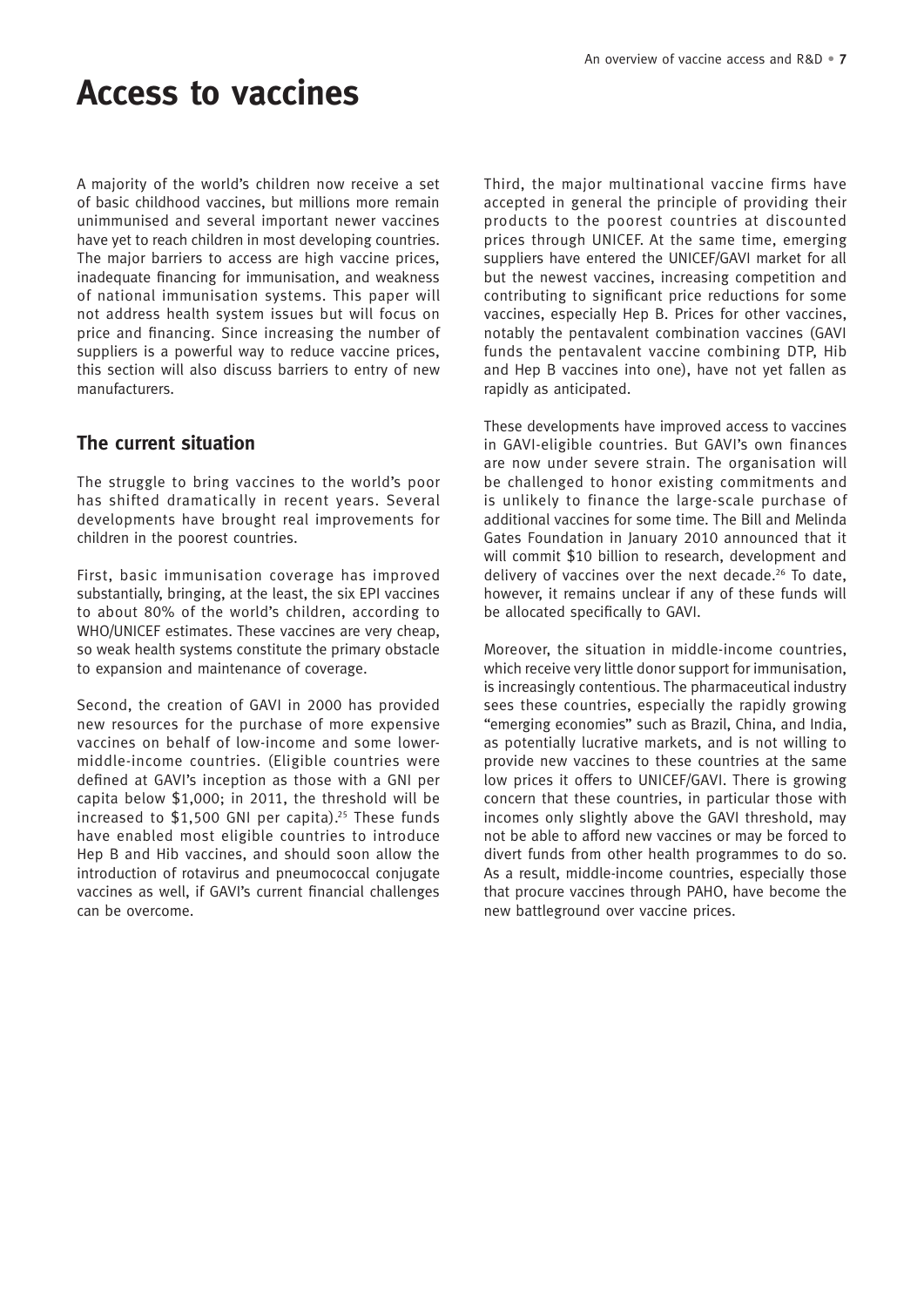# Access to vaccines

A majority of the world's children now receive a set of basic childhood vaccines, but millions more remain unimmunised and several important newer vaccines have yet to reach children in most developing countries. The major barriers to access are high vaccine prices, inadequate financing for immunisation, and weakness of national immunisation systems. This paper will not address health system issues but will focus on price and financing. Since increasing the number of suppliers is a powerful way to reduce vaccine prices, this section will also discuss barriers to entry of new manufacturers.

## The current situation

The struggle to bring vaccines to the world's poor has shifted dramatically in recent years. Several developments have brought real improvements for children in the poorest countries.

First, basic immunisation coverage has improved substantially, bringing, at the least, the six EPI vaccines to about 80% of the world's children, according to WHO/UNICEF estimates. These vaccines are very cheap, so weak health systems constitute the primary obstacle to expansion and maintenance of coverage.

Second, the creation of GAVI in 2000 has provided new resources for the purchase of more expensive vaccines on behalf of low-income and some lower-middle-income countries. (Eligible countries were defined at GAVI's inception as those with a GNI per capita below $1,000; in 2011, the threshold will be increased to $1,500 GNI per capita).[25] These funds have enabled most eligible countries to introduce Hep B and Hib vaccines, and should soon allow the introduction of rotavirus and pneumococcal conjugate vaccines as well, if GAVI's current financial challenges can be overcome.

Third, the major multinational vaccine firms have accepted in general the principle of providing their products to the poorest countries at discounted prices through UNICEF. At the same time, emerging suppliers have entered the UNICEF/GAVI market for all but the newest vaccines, increasing competition and contributing to significant price reductions for some vaccines, especially Hep B. Prices for other vaccines, notably the pentavalent combination vaccines (GAVI funds the pentavalent vaccine combining DTP, Hib and Hep B vaccines into one), have not yet fallen as rapidly as anticipated.

These developments have improved access to vaccines in GAVI-eligible countries. But GAVI's own finances are now under severe strain. The organisation will be challenged to honor existing commitments and is unlikely to finance the large-scale purchase of additional vaccines for some time. The Bill and Melinda Gates Foundation in January 2010 announced that it will commit $10 billion to research, development and delivery of vaccines over the next decade.[26] To date, however, it remains unclear if any of these funds will be allocated specifically to GAVI.

Moreover, the situation in middle-income countries, which receive very little donor support for immunisation, is increasingly contentious. The pharmaceutical industry sees these countries, especially the rapidly growing "emerging economies" such as Brazil, China, and India, as potentially lucrative markets, and is not willing to provide new vaccines to these countries at the same low prices it offers to UNICEF/GAVI. There is growing concern that these countries, in particular those with incomes only slightly above the GAVI threshold, may not be able to afford new vaccines or may be forced to divert funds from other health programmes to do so. As a result, middle-income countries, especially those that procure vaccines through PAHO, have become the new battleground over vaccine prices.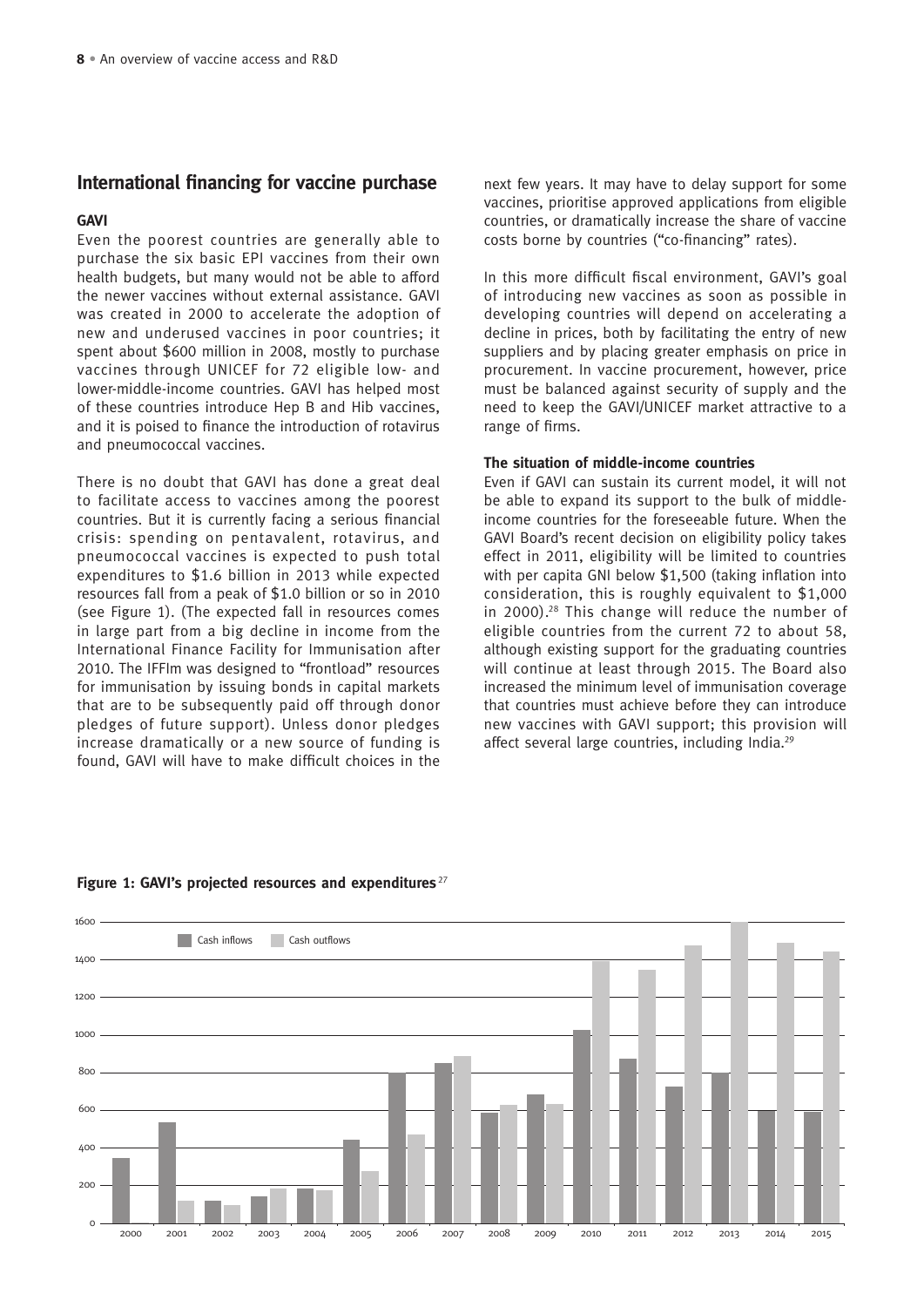## International financing for vaccine purchase

### GAVI

Even the poorest countries are generally able to purchase the six basic EPI vaccines from their own health budgets, but many would not be able to afford the newer vaccines without external assistance. GAVI was created in 2000 to accelerate the adoption of new and underused vaccines in poor countries; it spent about $600 million in 2008, mostly to purchase vaccines through UNICEF for 72 eligible low- and lower-middle-income countries. GAVI has helped most of these countries introduce Hep B and Hib vaccines, and it is poised to finance the introduction of rotavirus and pneumococcal vaccines.

There is no doubt that GAVI has done a great deal to facilitate access to vaccines among the poorest countries. But it is currently facing a serious financial crisis: spending on pentavalent, rotavirus, and pneumococcal vaccines is expected to push total expenditures to $1.6 billion in 2013 while expected resources fall from a peak of $1.0 billion or so in 2010 (see Figure 1). (The expected fall in resources comes in large part from a big decline in income from the International Finance Facility for Immunisation after 2010. The IFFIm was designed to "frontload" resources for immunisation by issuing bonds in capital markets that are to be subsequently paid off through donor pledges of future support). Unless donor pledges increase dramatically or a new source of funding is found, GAVI will have to make difficult choices in the next few years. It may have to delay support for some vaccines, prioritise approved applications from eligible countries, or dramatically increase the share of vaccine costs borne by countries ("co-financing" rates).

In this more difficult fiscal environment, GAVI's goal of introducing new vaccines as soon as possible in developing countries will depend on accelerating a decline in prices, both by facilitating the entry of new suppliers and by placing greater emphasis on price in procurement. In vaccine procurement, however, price must be balanced against security of supply and the need to keep the GAVI/UNICEF market attractive to a range of firms.

### The situation of middle-income countries

Even if GAVI can sustain its current model, it will not be able to expand its support to the bulk of middle-income countries for the foreseeable future. When the GAVI Board's recent decision on eligibility policy takes effect in 2011, eligibility will be limited to countries with per capita GNI below $1,500 (taking inflation into consideration, this is roughly equivalent to $1,000 in 2000).[28] This change will reduce the number of eligible countries from the current 72 to about 58, although existing support for the graduating countries will continue at least through 2015. The Board also increased the minimum level of immunisation coverage that countries must achieve before they can introduce new vaccines with GAVI support; this provision will affect several large countries, including India.[29]

**Figure 1: GAVI's projected resources and expenditures**[27]

| Year | Cash inflows | Cash outflows |
|---|---|---|
| 2000 | ~350 | ~0 |
| 2001 | ~540 | ~120 |
| 2002 | ~120 | ~100 |
| 2003 | ~140 | ~185 |
| 2004 | ~185 | ~175 |
| 2005 | ~445 | ~275 |
| 2006 | ~800 | ~475 |
| 2007 | ~850 | ~885 |
| 2008 | ~585 | ~630 |
| 2009 | ~685 | ~630 |
| 2010 | ~1025 | ~1395 |
| 2011 | ~875 | ~1345 |
| 2012 | ~725 | ~1475 |
| 2013 | ~800 | ~1600 |
| 2014 | ~600 | ~1490 |
| 2015 | ~590 | ~1440 |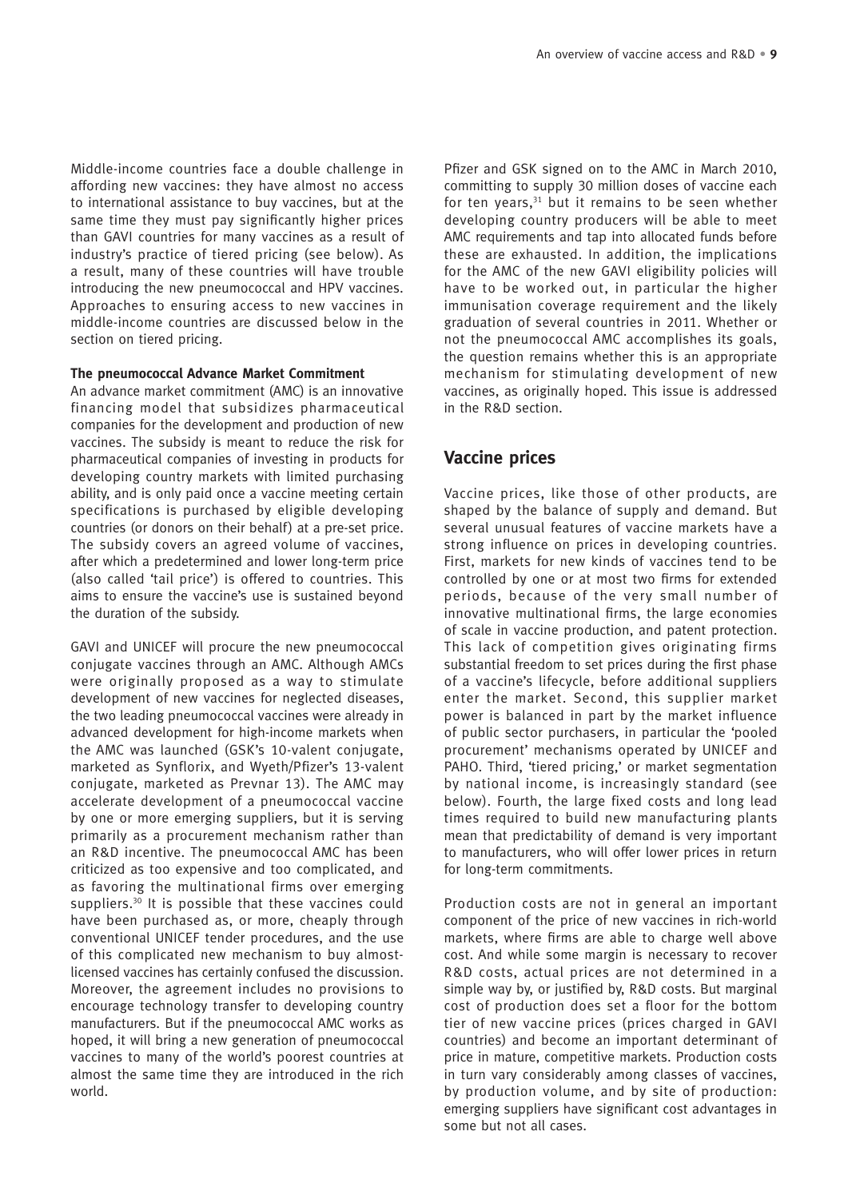Middle-income countries face a double challenge in affording new vaccines: they have almost no access to international assistance to buy vaccines, but at the same time they must pay significantly higher prices than GAVI countries for many vaccines as a result of industry's practice of tiered pricing (see below). As a result, many of these countries will have trouble introducing the new pneumococcal and HPV vaccines. Approaches to ensuring access to new vaccines in middle-income countries are discussed below in the section on tiered pricing.

**The pneumococcal Advance Market Commitment**

An advance market commitment (AMC) is an innovative financing model that subsidizes pharmaceutical companies for the development and production of new vaccines. The subsidy is meant to reduce the risk for pharmaceutical companies of investing in products for developing country markets with limited purchasing ability, and is only paid once a vaccine meeting certain specifications is purchased by eligible developing countries (or donors on their behalf) at a pre-set price. The subsidy covers an agreed volume of vaccines, after which a predetermined and lower long-term price (also called 'tail price') is offered to countries. This aims to ensure the vaccine's use is sustained beyond the duration of the subsidy.

GAVI and UNICEF will procure the new pneumococcal conjugate vaccines through an AMC. Although AMCs were originally proposed as a way to stimulate development of new vaccines for neglected diseases, the two leading pneumococcal vaccines were already in advanced development for high-income markets when the AMC was launched (GSK's 10-valent conjugate, marketed as Synflorix, and Wyeth/Pfizer's 13-valent conjugate, marketed as Prevnar 13). The AMC may accelerate development of a pneumococcal vaccine by one or more emerging suppliers, but it is serving primarily as a procurement mechanism rather than an R&D incentive. The pneumococcal AMC has been criticized as too expensive and too complicated, and as favoring the multinational firms over emerging suppliers.[30] It is possible that these vaccines could have been purchased as, or more, cheaply through conventional UNICEF tender procedures, and the use of this complicated new mechanism to buy almost-licensed vaccines has certainly confused the discussion. Moreover, the agreement includes no provisions to encourage technology transfer to developing country manufacturers. But if the pneumococcal AMC works as hoped, it will bring a new generation of pneumococcal vaccines to many of the world's poorest countries at almost the same time they are introduced in the rich world.

Pfizer and GSK signed on to the AMC in March 2010, committing to supply 30 million doses of vaccine each for ten years,[31] but it remains to be seen whether developing country producers will be able to meet AMC requirements and tap into allocated funds before these are exhausted. In addition, the implications for the AMC of the new GAVI eligibility policies will have to be worked out, in particular the higher immunisation coverage requirement and the likely graduation of several countries in 2011. Whether or not the pneumococcal AMC accomplishes its goals, the question remains whether this is an appropriate mechanism for stimulating development of new vaccines, as originally hoped. This issue is addressed in the R&D section.

## Vaccine prices

Vaccine prices, like those of other products, are shaped by the balance of supply and demand. But several unusual features of vaccine markets have a strong influence on prices in developing countries. First, markets for new kinds of vaccines tend to be controlled by one or at most two firms for extended periods, because of the very small number of innovative multinational firms, the large economies of scale in vaccine production, and patent protection. This lack of competition gives originating firms substantial freedom to set prices during the first phase of a vaccine's lifecycle, before additional suppliers enter the market. Second, this supplier market power is balanced in part by the market influence of public sector purchasers, in particular the 'pooled procurement' mechanisms operated by UNICEF and PAHO. Third, 'tiered pricing,' or market segmentation by national income, is increasingly standard (see below). Fourth, the large fixed costs and long lead times required to build new manufacturing plants mean that predictability of demand is very important to manufacturers, who will offer lower prices in return for long-term commitments.

Production costs are not in general an important component of the price of new vaccines in rich-world markets, where firms are able to charge well above cost. And while some margin is necessary to recover R&D costs, actual prices are not determined in a simple way by, or justified by, R&D costs. But marginal cost of production does set a floor for the bottom tier of new vaccine prices (prices charged in GAVI countries) and become an important determinant of price in mature, competitive markets. Production costs in turn vary considerably among classes of vaccines, by production volume, and by site of production: emerging suppliers have significant cost advantages in some but not all cases.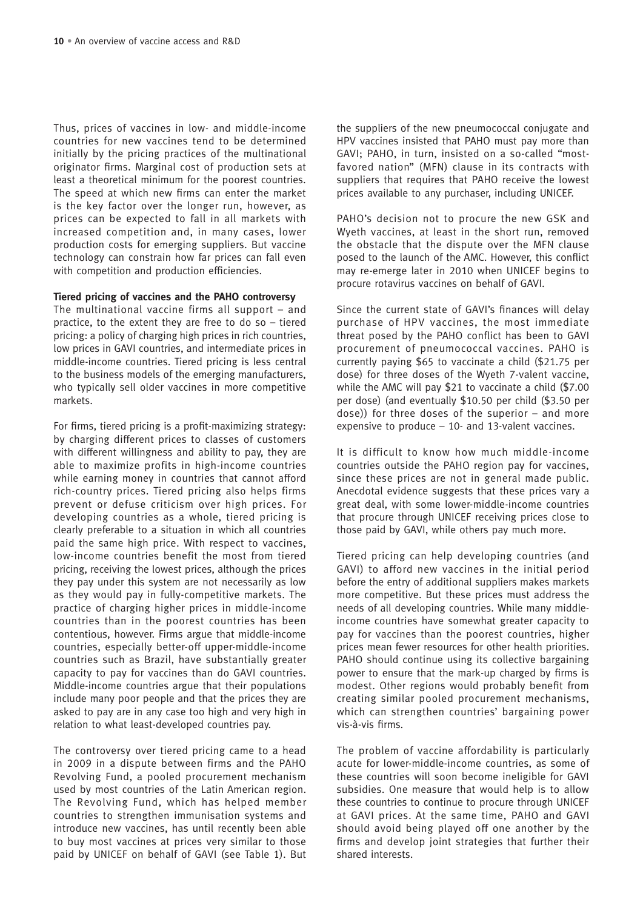Thus, prices of vaccines in low- and middle-income countries for new vaccines tend to be determined initially by the pricing practices of the multinational originator firms. Marginal cost of production sets at least a theoretical minimum for the poorest countries. The speed at which new firms can enter the market is the key factor over the longer run, however, as prices can be expected to fall in all markets with increased competition and, in many cases, lower production costs for emerging suppliers. But vaccine technology can constrain how far prices can fall even with competition and production efficiencies.

**Tiered pricing of vaccines and the PAHO controversy**

The multinational vaccine firms all support – and practice, to the extent they are free to do so – tiered pricing: a policy of charging high prices in rich countries, low prices in GAVI countries, and intermediate prices in middle-income countries. Tiered pricing is less central to the business models of the emerging manufacturers, who typically sell older vaccines in more competitive markets.

For firms, tiered pricing is a profit-maximizing strategy: by charging different prices to classes of customers with different willingness and ability to pay, they are able to maximize profits in high-income countries while earning money in countries that cannot afford rich-country prices. Tiered pricing also helps firms prevent or defuse criticism over high prices. For developing countries as a whole, tiered pricing is clearly preferable to a situation in which all countries paid the same high price. With respect to vaccines, low-income countries benefit the most from tiered pricing, receiving the lowest prices, although the prices they pay under this system are not necessarily as low as they would pay in fully-competitive markets. The practice of charging higher prices in middle-income countries than in the poorest countries has been contentious, however. Firms argue that middle-income countries, especially better-off upper-middle-income countries such as Brazil, have substantially greater capacity to pay for vaccines than do GAVI countries. Middle-income countries argue that their populations include many poor people and that the prices they are asked to pay are in any case too high and very high in relation to what least-developed countries pay.

The controversy over tiered pricing came to a head in 2009 in a dispute between firms and the PAHO Revolving Fund, a pooled procurement mechanism used by most countries of the Latin American region. The Revolving Fund, which has helped member countries to strengthen immunisation systems and introduce new vaccines, has until recently been able to buy most vaccines at prices very similar to those paid by UNICEF on behalf of GAVI (see Table 1). But the suppliers of the new pneumococcal conjugate and HPV vaccines insisted that PAHO must pay more than GAVI; PAHO, in turn, insisted on a so-called "most-favored nation" (MFN) clause in its contracts with suppliers that requires that PAHO receive the lowest prices available to any purchaser, including UNICEF.

PAHO's decision not to procure the new GSK and Wyeth vaccines, at least in the short run, removed the obstacle that the dispute over the MFN clause posed to the launch of the AMC. However, this conflict may re-emerge later in 2010 when UNICEF begins to procure rotavirus vaccines on behalf of GAVI.

Since the current state of GAVI's finances will delay purchase of HPV vaccines, the most immediate threat posed by the PAHO conflict has been to GAVI procurement of pneumococcal vaccines. PAHO is currently paying $65 to vaccinate a child ($21.75 per dose) for three doses of the Wyeth 7-valent vaccine, while the AMC will pay $21 to vaccinate a child ($7.00 per dose) (and eventually $10.50 per child ($3.50 per dose)) for three doses of the superior – and more expensive to produce – 10- and 13-valent vaccines.

It is difficult to know how much middle-income countries outside the PAHO region pay for vaccines, since these prices are not in general made public. Anecdotal evidence suggests that these prices vary a great deal, with some lower-middle-income countries that procure through UNICEF receiving prices close to those paid by GAVI, while others pay much more.

Tiered pricing can help developing countries (and GAVI) to afford new vaccines in the initial period before the entry of additional suppliers makes markets more competitive. But these prices must address the needs of all developing countries. While many middle-income countries have somewhat greater capacity to pay for vaccines than the poorest countries, higher prices mean fewer resources for other health priorities. PAHO should continue using its collective bargaining power to ensure that the mark-up charged by firms is modest. Other regions would probably benefit from creating similar pooled procurement mechanisms, which can strengthen countries' bargaining power vis-à-vis firms.

The problem of vaccine affordability is particularly acute for lower-middle-income countries, as some of these countries will soon become ineligible for GAVI subsidies. One measure that would help is to allow these countries to continue to procure through UNICEF at GAVI prices. At the same time, PAHO and GAVI should avoid being played off one another by the firms and develop joint strategies that further their shared interests.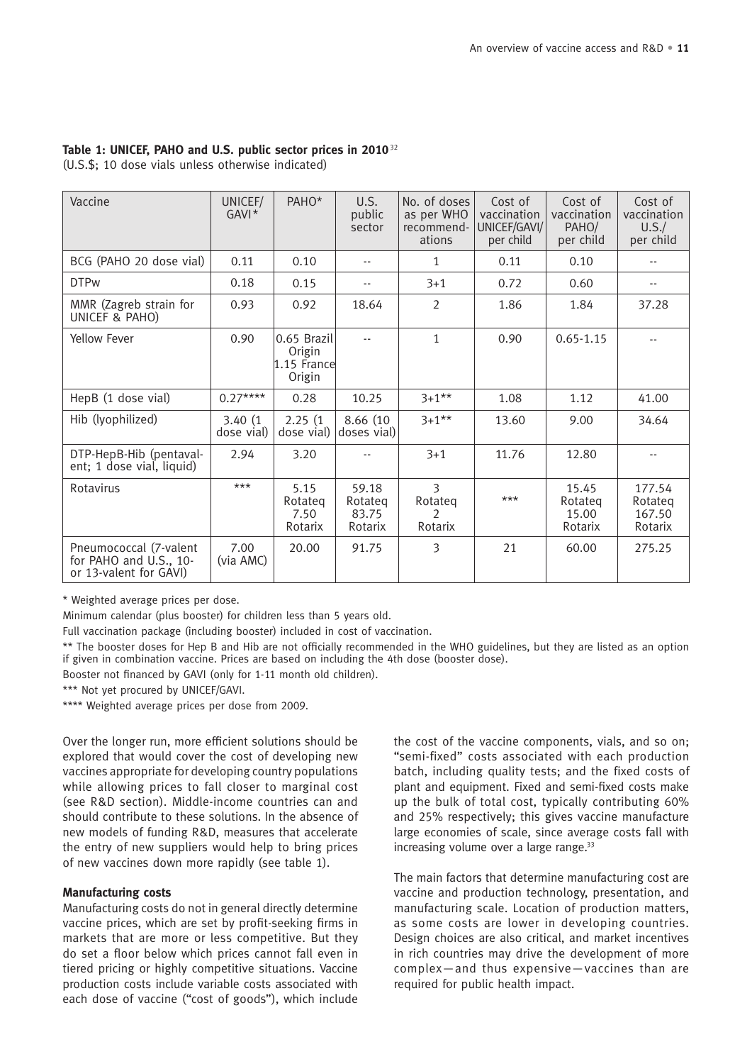**Table 1: UNICEF, PAHO and U.S. public sector prices in 2010**[32]
(U.S.$; 10 dose vials unless otherwise indicated)

| Vaccine | UNICEF/ GAVI* | PAHO* | U.S. public sector | No. of doses as per WHO recommend-ations | Cost of vaccination UNICEF/GAVI/ per child | Cost of vaccination PAHO/ per child | Cost of vaccination U.S./ per child |
|---|---|---|---|---|---|---|---|
| BCG (PAHO 20 dose vial) | 0.11 | 0.10 | -- | 1 | 0.11 | 0.10 | -- |
| DTPw | 0.18 | 0.15 | -- | 3+1 | 0.72 | 0.60 | -- |
| MMR (Zagreb strain for UNICEF & PAHO) | 0.93 | 0.92 | 18.64 | 2 | 1.86 | 1.84 | 37.28 |
| Yellow Fever | 0.90 | 0.65 Brazil Origin 1.15 France Origin | -- | 1 | 0.90 | 0.65-1.15 | -- |
| HepB (1 dose vial) | 0.27**** | 0.28 | 10.25 | 3+1** | 1.08 | 1.12 | 41.00 |
| Hib (lyophilized) | 3.40 (1 dose vial) | 2.25 (1 dose vial) | 8.66 (10 doses vial) | 3+1** | 13.60 | 9.00 | 34.64 |
| DTP-HepB-Hib (pentavalent; 1 dose vial, liquid) | 2.94 | 3.20 | -- | 3+1 | 11.76 | 12.80 | -- |
| Rotavirus | *** | 5.15 Rotateq 7.50 Rotarix | 59.18 Rotateq 83.75 Rotarix | 3 Rotateq 2 Rotarix | *** | 15.45 Rotateq 15.00 Rotarix | 177.54 Rotateq 167.50 Rotarix |
| Pneumococcal (7-valent for PAHO and U.S., 10- or 13-valent for GAVI) | 7.00 (via AMC) | 20.00 | 91.75 | 3 | 21 | 60.00 | 275.25 |

\* Weighted average prices per dose.

Minimum calendar (plus booster) for children less than 5 years old.

Full vaccination package (including booster) included in cost of vaccination.

** The booster doses for Hep B and Hib are not officially recommended in the WHO guidelines, but they are listed as an option if given in combination vaccine. Prices are based on including the 4th dose (booster dose).

Booster not financed by GAVI (only for 1-11 month old children).

*** Not yet procured by UNICEF/GAVI.

**** Weighted average prices per dose from 2009.

Over the longer run, more efficient solutions should be explored that would cover the cost of developing new vaccines appropriate for developing country populations while allowing prices to fall closer to marginal cost (see R&D section). Middle-income countries can and should contribute to these solutions. In the absence of new models of funding R&D, measures that accelerate the entry of new suppliers would help to bring prices of new vaccines down more rapidly (see table 1).

**Manufacturing costs**

Manufacturing costs do not in general directly determine vaccine prices, which are set by profit-seeking firms in markets that are more or less competitive. But they do set a floor below which prices cannot fall even in tiered pricing or highly competitive situations. Vaccine production costs include variable costs associated with each dose of vaccine ("cost of goods"), which include the cost of the vaccine components, vials, and so on; "semi-fixed" costs associated with each production batch, including quality tests; and the fixed costs of plant and equipment. Fixed and semi-fixed costs make up the bulk of total cost, typically contributing 60% and 25% respectively; this gives vaccine manufacture large economies of scale, since average costs fall with increasing volume over a large range.[33]

The main factors that determine manufacturing cost are vaccine and production technology, presentation, and manufacturing scale. Location of production matters, as some costs are lower in developing countries. Design choices are also critical, and market incentives in rich countries may drive the development of more complex—and thus expensive—vaccines than are required for public health impact.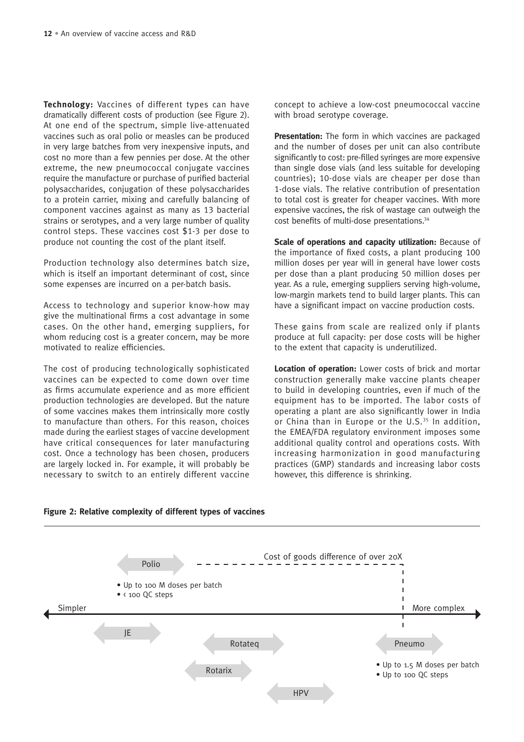**Technology:** Vaccines of different types can have dramatically different costs of production (see Figure 2). At one end of the spectrum, simple live-attenuated vaccines such as oral polio or measles can be produced in very large batches from very inexpensive inputs, and cost no more than a few pennies per dose. At the other extreme, the new pneumococcal conjugate vaccines require the manufacture or purchase of purified bacterial polysaccharides, conjugation of these polysaccharides to a protein carrier, mixing and carefully balancing of component vaccines against as many as 13 bacterial strains or serotypes, and a very large number of quality control steps. These vaccines cost $1-3 per dose to produce not counting the cost of the plant itself.

Production technology also determines batch size, which is itself an important determinant of cost, since some expenses are incurred on a per-batch basis.

Access to technology and superior know-how may give the multinational firms a cost advantage in some cases. On the other hand, emerging suppliers, for whom reducing cost is a greater concern, may be more motivated to realize efficiencies.

The cost of producing technologically sophisticated vaccines can be expected to come down over time as firms accumulate experience and as more efficient production technologies are developed. But the nature of some vaccines makes them intrinsically more costly to manufacture than others. For this reason, choices made during the earliest stages of vaccine development have critical consequences for later manufacturing cost. Once a technology has been chosen, producers are largely locked in. For example, it will probably be necessary to switch to an entirely different vaccine concept to achieve a low-cost pneumococcal vaccine with broad serotype coverage.

**Presentation:** The form in which vaccines are packaged and the number of doses per unit can also contribute significantly to cost: pre-filled syringes are more expensive than single dose vials (and less suitable for developing countries); 10-dose vials are cheaper per dose than 1-dose vials. The relative contribution of presentation to total cost is greater for cheaper vaccines. With more expensive vaccines, the risk of wastage can outweigh the cost benefits of multi-dose presentations.[34]

**Scale of operations and capacity utilization:** Because of the importance of fixed costs, a plant producing 100 million doses per year will in general have lower costs per dose than a plant producing 50 million doses per year. As a rule, emerging suppliers serving high-volume, low-margin markets tend to build larger plants. This can have a significant impact on vaccine production costs.

These gains from scale are realized only if plants produce at full capacity: per dose costs will be higher to the extent that capacity is underutilized.

**Location of operation:** Lower costs of brick and mortar construction generally make vaccine plants cheaper to build in developing countries, even if much of the equipment has to be imported. The labor costs of operating a plant are also significantly lower in India or China than in Europe or the U.S.[35] In addition, the EMEA/FDA regulatory environment imposes some additional quality control and operations costs. With increasing harmonization in good manufacturing practices (GMP) standards and increasing labor costs however, this difference is shrinking.

**Figure 2: Relative complexity of different types of vaccines**

Simpler ⟷ More complex

- Polio
  - Up to 100 M doses per batch
  - < 100 QC steps
- JE
- Rotarix
- Rotateq
- HPV
- Pneumo
  - Up to 1.5 M doses per batch
  - Up to 100 QC steps

Cost of goods difference of over 20X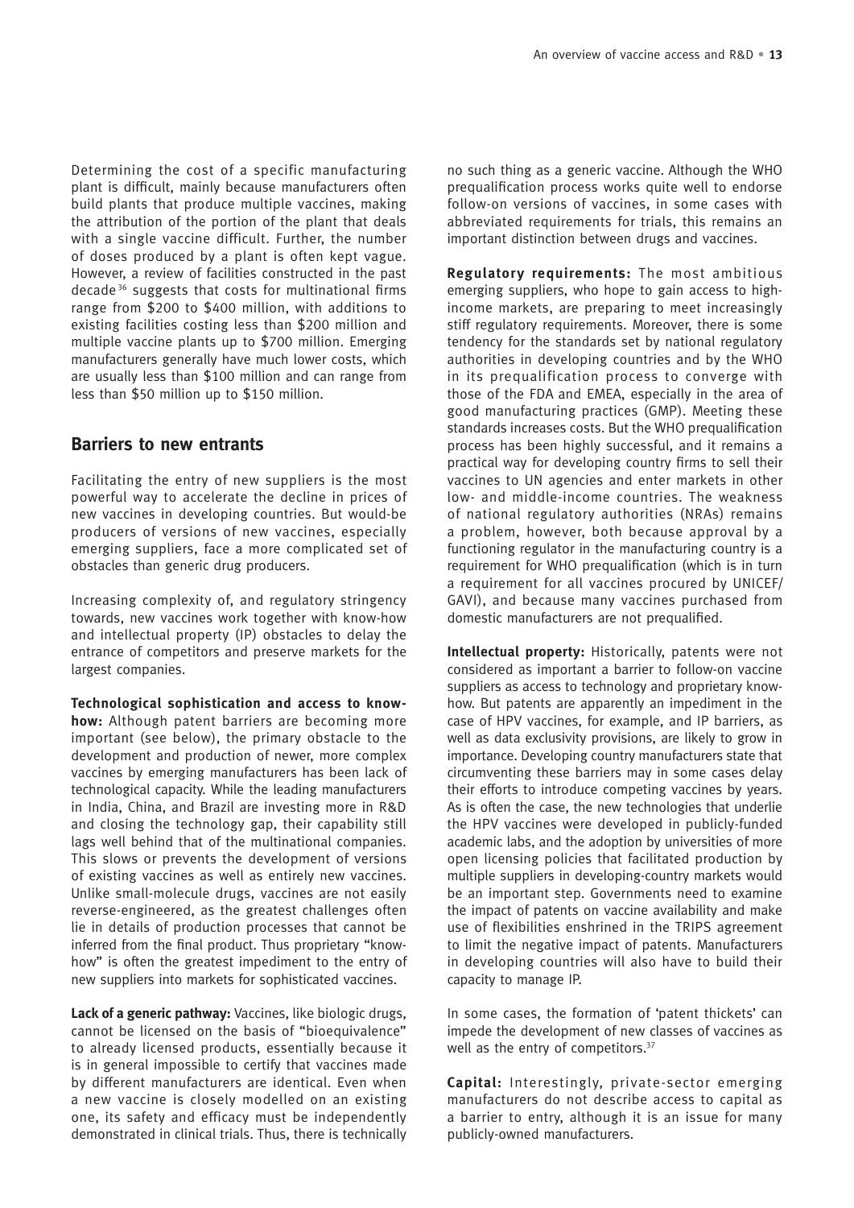Determining the cost of a specific manufacturing plant is difficult, mainly because manufacturers often build plants that produce multiple vaccines, making the attribution of the portion of the plant that deals with a single vaccine difficult. Further, the number of doses produced by a plant is often kept vague. However, a review of facilities constructed in the past decade[36] suggests that costs for multinational firms range from $200 to $400 million, with additions to existing facilities costing less than $200 million and multiple vaccine plants up to $700 million. Emerging manufacturers generally have much lower costs, which are usually less than $100 million and can range from less than $50 million up to $150 million.

## Barriers to new entrants

Facilitating the entry of new suppliers is the most powerful way to accelerate the decline in prices of new vaccines in developing countries. But would-be producers of versions of new vaccines, especially emerging suppliers, face a more complicated set of obstacles than generic drug producers.

Increasing complexity of, and regulatory stringency towards, new vaccines work together with know-how and intellectual property (IP) obstacles to delay the entrance of competitors and preserve markets for the largest companies.

**Technological sophistication and access to know-how:** Although patent barriers are becoming more important (see below), the primary obstacle to the development and production of newer, more complex vaccines by emerging manufacturers has been lack of technological capacity. While the leading manufacturers in India, China, and Brazil are investing more in R&D and closing the technology gap, their capability still lags well behind that of the multinational companies. This slows or prevents the development of versions of existing vaccines as well as entirely new vaccines. Unlike small-molecule drugs, vaccines are not easily reverse-engineered, as the greatest challenges often lie in details of production processes that cannot be inferred from the final product. Thus proprietary "know-how" is often the greatest impediment to the entry of new suppliers into markets for sophisticated vaccines.

**Lack of a generic pathway:** Vaccines, like biologic drugs, cannot be licensed on the basis of "bioequivalence" to already licensed products, essentially because it is in general impossible to certify that vaccines made by different manufacturers are identical. Even when a new vaccine is closely modelled on an existing one, its safety and efficacy must be independently demonstrated in clinical trials. Thus, there is technically no such thing as a generic vaccine. Although the WHO prequalification process works quite well to endorse follow-on versions of vaccines, in some cases with abbreviated requirements for trials, this remains an important distinction between drugs and vaccines.

**Regulatory requirements:** The most ambitious emerging suppliers, who hope to gain access to high-income markets, are preparing to meet increasingly stiff regulatory requirements. Moreover, there is some tendency for the standards set by national regulatory authorities in developing countries and by the WHO in its prequalification process to converge with those of the FDA and EMEA, especially in the area of good manufacturing practices (GMP). Meeting these standards increases costs. But the WHO prequalification process has been highly successful, and it remains a practical way for developing country firms to sell their vaccines to UN agencies and enter markets in other low- and middle-income countries. The weakness of national regulatory authorities (NRAs) remains a problem, however, both because approval by a functioning regulator in the manufacturing country is a requirement for WHO prequalification (which is in turn a requirement for all vaccines procured by UNICEF/GAVI), and because many vaccines purchased from domestic manufacturers are not prequalified.

**Intellectual property:** Historically, patents were not considered as important a barrier to follow-on vaccine suppliers as access to technology and proprietary know-how. But patents are apparently an impediment in the case of HPV vaccines, for example, and IP barriers, as well as data exclusivity provisions, are likely to grow in importance. Developing country manufacturers state that circumventing these barriers may in some cases delay their efforts to introduce competing vaccines by years. As is often the case, the new technologies that underlie the HPV vaccines were developed in publicly-funded academic labs, and the adoption by universities of more open licensing policies that facilitated production by multiple suppliers in developing-country markets would be an important step. Governments need to examine the impact of patents on vaccine availability and make use of flexibilities enshrined in the TRIPS agreement to limit the negative impact of patents. Manufacturers in developing countries will also have to build their capacity to manage IP.

In some cases, the formation of 'patent thickets' can impede the development of new classes of vaccines as well as the entry of competitors.[37]

**Capital:** Interestingly, private-sector emerging manufacturers do not describe access to capital as a barrier to entry, although it is an issue for many publicly-owned manufacturers.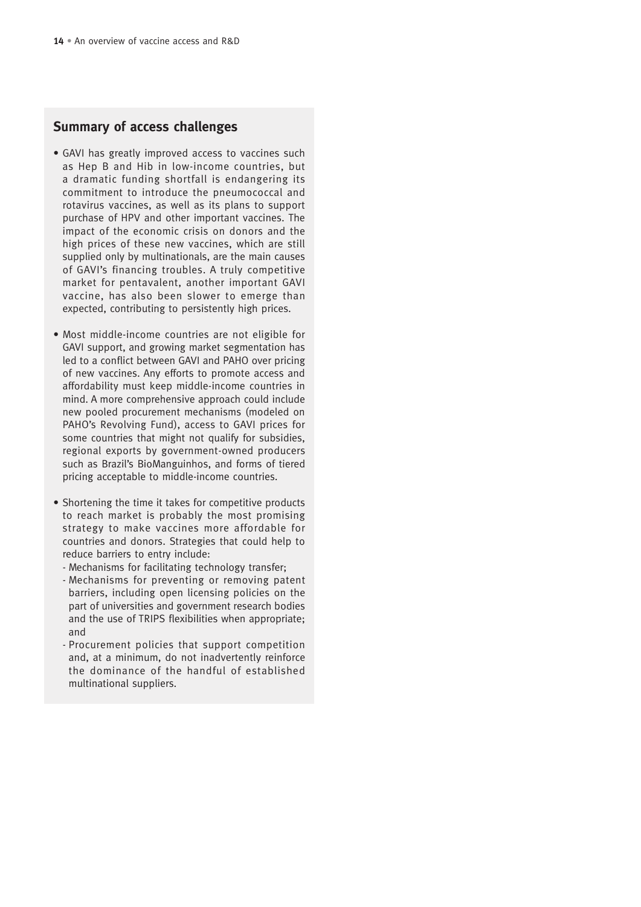## Summary of access challenges

- GAVI has greatly improved access to vaccines such as Hep B and Hib in low-income countries, but a dramatic funding shortfall is endangering its commitment to introduce the pneumococcal and rotavirus vaccines, as well as its plans to support purchase of HPV and other important vaccines. The impact of the economic crisis on donors and the high prices of these new vaccines, which are still supplied only by multinationals, are the main causes of GAVI's financing troubles. A truly competitive market for pentavalent, another important GAVI vaccine, has also been slower to emerge than expected, contributing to persistently high prices.

- Most middle-income countries are not eligible for GAVI support, and growing market segmentation has led to a conflict between GAVI and PAHO over pricing of new vaccines. Any efforts to promote access and affordability must keep middle-income countries in mind. A more comprehensive approach could include new pooled procurement mechanisms (modeled on PAHO's Revolving Fund), access to GAVI prices for some countries that might not qualify for subsidies, regional exports by government-owned producers such as Brazil's BioManguinhos, and forms of tiered pricing acceptable to middle-income countries.

- Shortening the time it takes for competitive products to reach market is probably the most promising strategy to make vaccines more affordable for countries and donors. Strategies that could help to reduce barriers to entry include:
  - Mechanisms for facilitating technology transfer;
  - Mechanisms for preventing or removing patent barriers, including open licensing policies on the part of universities and government research bodies and the use of TRIPS flexibilities when appropriate; and
  - Procurement policies that support competition and, at a minimum, do not inadvertently reinforce the dominance of the handful of established multinational suppliers.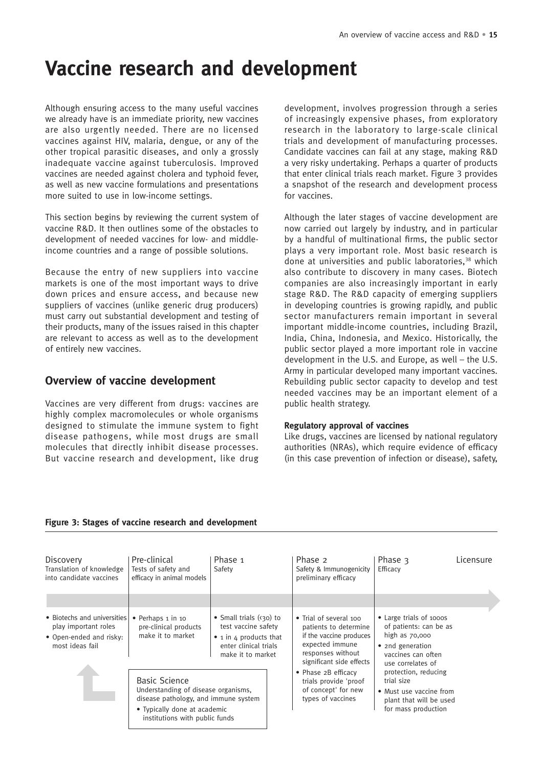// Assistant turn 1
# Vaccine research and development

Although ensuring access to the many useful vaccines we already have is an immediate priority, new vaccines are also urgently needed. There are no licensed vaccines against HIV, malaria, dengue, or any of the other tropical parasitic diseases, and only a grossly inadequate vaccine against tuberculosis. Improved vaccines are needed against cholera and typhoid fever, as well as new vaccine formulations and presentations more suited to use in low-income settings.

This section begins by reviewing the current system of vaccine R&D. It then outlines some of the obstacles to development of needed vaccines for low- and middle-income countries and a range of possible solutions.

Because the entry of new suppliers into vaccine markets is one of the most important ways to drive down prices and ensure access, and because new suppliers of vaccines (unlike generic drug producers) must carry out substantial development and testing of their products, many of the issues raised in this chapter are relevant to access as well as to the development of entirely new vaccines.

## Overview of vaccine development

Vaccines are very different from drugs: vaccines are highly complex macromolecules or whole organisms designed to stimulate the immune system to fight disease pathogens, while most drugs are small molecules that directly inhibit disease processes. But vaccine research and development, like drug development, involves progression through a series of increasingly expensive phases, from exploratory research in the laboratory to large-scale clinical trials and development of manufacturing processes. Candidate vaccines can fail at any stage, making R&D a very risky undertaking. Perhaps a quarter of products that enter clinical trials reach market. Figure 3 provides a snapshot of the research and development process for vaccines.

Although the later stages of vaccine development are now carried out largely by industry, and in particular by a handful of multinational firms, the public sector plays a very important role. Most basic research is done at universities and public laboratories,[38] which also contribute to discovery in many cases. Biotech companies are also increasingly important in early stage R&D. The R&D capacity of emerging suppliers in developing countries is growing rapidly, and public sector manufacturers remain important in several important middle-income countries, including Brazil, India, China, Indonesia, and Mexico. Historically, the public sector played a more important role in vaccine development in the U.S. and Europe, as well – the U.S. Army in particular developed many important vaccines. Rebuilding public sector capacity to develop and test needed vaccines may be an important element of a public health strategy.

### Regulatory approval of vaccines

Like drugs, vaccines are licensed by national regulatory authorities (NRAs), which require evidence of efficacy (in this case prevention of infection or disease), safety,

**Figure 3: Stages of vaccine research and development**

| Discovery<br>Translation of knowledge into candidate vaccines | Pre-clinical<br>Tests of safety and efficacy in animal models | Phase 1<br>Safety | Phase 2<br>Safety & Immunogenicity preliminary efficacy | Phase 3<br>Efficacy | Licensure |
|---|---|---|---|---|---|
| • Biotechs and universities play important roles<br>• Open-ended and risky: most ideas fail | • Perhaps 1 in 10 pre-clinical products make it to market | • Small trials (<30) to test vaccine safety<br>• 1 in 4 products that enter clinical trials make it to market | • Trial of several 100 patients to determine if the vaccine produces expected immune responses without significant side effects<br>• Phase 2B efficacy trials provide 'proof of concept' for new types of vaccines | • Large trials of 1000s of patients: can be as high as 70,000<br>• 2nd generation vaccines can often use correlates of protection, reducing trial size<br>• Must use vaccine from plant that will be used for mass production | |

Basic Science
Understanding of disease organisms, disease pathology, and immune system
- Typically done at academic institutions with public funds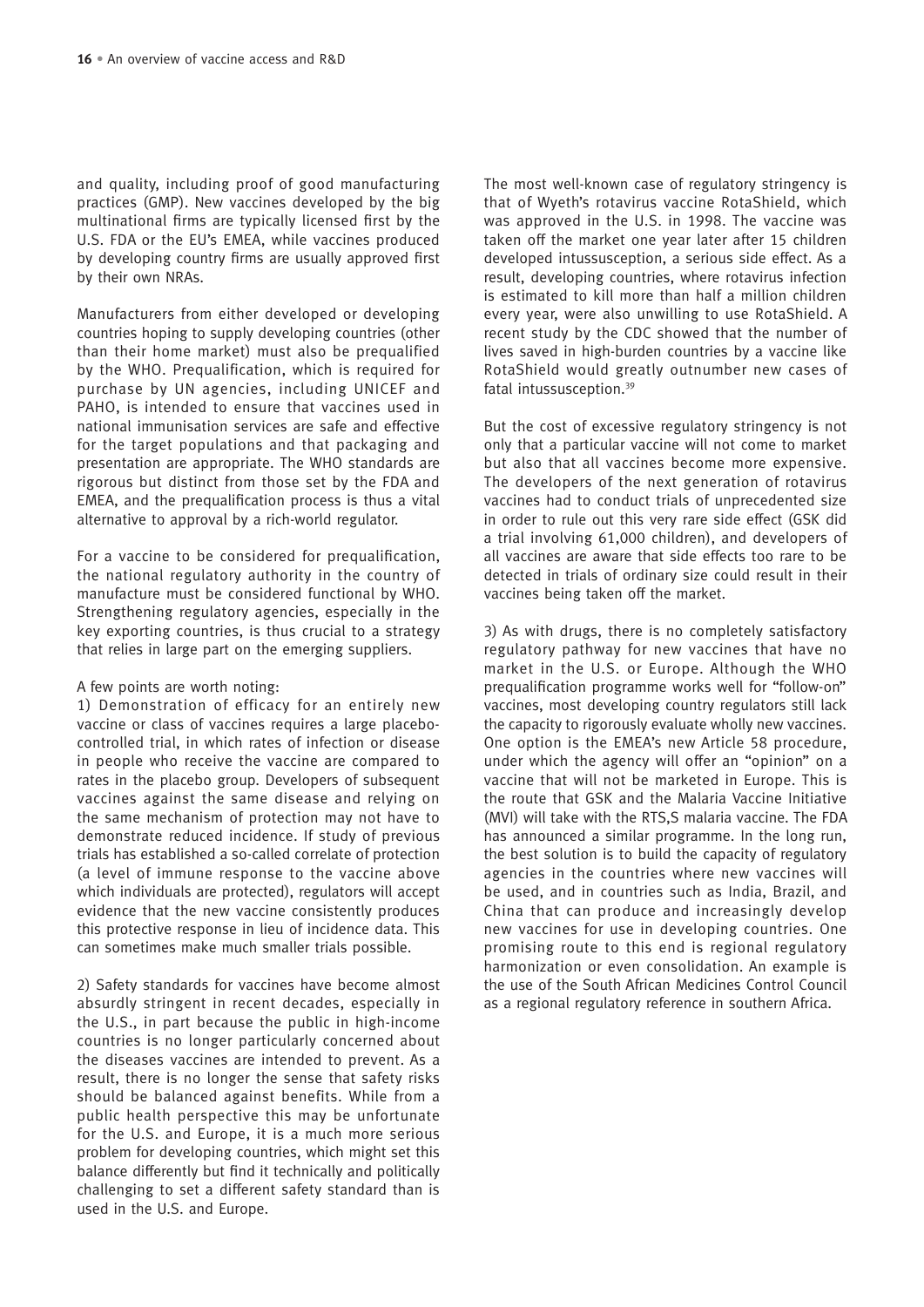and quality, including proof of good manufacturing practices (GMP). New vaccines developed by the big multinational firms are typically licensed first by the U.S. FDA or the EU's EMEA, while vaccines produced by developing country firms are usually approved first by their own NRAs.

Manufacturers from either developed or developing countries hoping to supply developing countries (other than their home market) must also be prequalified by the WHO. Prequalification, which is required for purchase by UN agencies, including UNICEF and PAHO, is intended to ensure that vaccines used in national immunisation services are safe and effective for the target populations and that packaging and presentation are appropriate. The WHO standards are rigorous but distinct from those set by the FDA and EMEA, and the prequalification process is thus a vital alternative to approval by a rich-world regulator.

For a vaccine to be considered for prequalification, the national regulatory authority in the country of manufacture must be considered functional by WHO. Strengthening regulatory agencies, especially in the key exporting countries, is thus crucial to a strategy that relies in large part on the emerging suppliers.

A few points are worth noting:

1) Demonstration of efficacy for an entirely new vaccine or class of vaccines requires a large placebo-controlled trial, in which rates of infection or disease in people who receive the vaccine are compared to rates in the placebo group. Developers of subsequent vaccines against the same disease and relying on the same mechanism of protection may not have to demonstrate reduced incidence. If study of previous trials has established a so-called correlate of protection (a level of immune response to the vaccine above which individuals are protected), regulators will accept evidence that the new vaccine consistently produces this protective response in lieu of incidence data. This can sometimes make much smaller trials possible.

2) Safety standards for vaccines have become almost absurdly stringent in recent decades, especially in the U.S., in part because the public in high-income countries is no longer particularly concerned about the diseases vaccines are intended to prevent. As a result, there is no longer the sense that safety risks should be balanced against benefits. While from a public health perspective this may be unfortunate for the U.S. and Europe, it is a much more serious problem for developing countries, which might set this balance differently but find it technically and politically challenging to set a different safety standard than is used in the U.S. and Europe.

The most well-known case of regulatory stringency is that of Wyeth's rotavirus vaccine RotaShield, which was approved in the U.S. in 1998. The vaccine was taken off the market one year later after 15 children developed intussusception, a serious side effect. As a result, developing countries, where rotavirus infection is estimated to kill more than half a million children every year, were also unwilling to use RotaShield. A recent study by the CDC showed that the number of lives saved in high-burden countries by a vaccine like RotaShield would greatly outnumber new cases of fatal intussusception.[39]

But the cost of excessive regulatory stringency is not only that a particular vaccine will not come to market but also that all vaccines become more expensive. The developers of the next generation of rotavirus vaccines had to conduct trials of unprecedented size in order to rule out this very rare side effect (GSK did a trial involving 61,000 children), and developers of all vaccines are aware that side effects too rare to be detected in trials of ordinary size could result in their vaccines being taken off the market.

3) As with drugs, there is no completely satisfactory regulatory pathway for new vaccines that have no market in the U.S. or Europe. Although the WHO prequalification programme works well for "follow-on" vaccines, most developing country regulators still lack the capacity to rigorously evaluate wholly new vaccines. One option is the EMEA's new Article 58 procedure, under which the agency will offer an "opinion" on a vaccine that will not be marketed in Europe. This is the route that GSK and the Malaria Vaccine Initiative (MVI) will take with the RTS,S malaria vaccine. The FDA has announced a similar programme. In the long run, the best solution is to build the capacity of regulatory agencies in the countries where new vaccines will be used, and in countries such as India, Brazil, and China that can produce and increasingly develop new vaccines for use in developing countries. One promising route to this end is regional regulatory harmonization or even consolidation. An example is the use of the South African Medicines Control Council as a regional regulatory reference in southern Africa.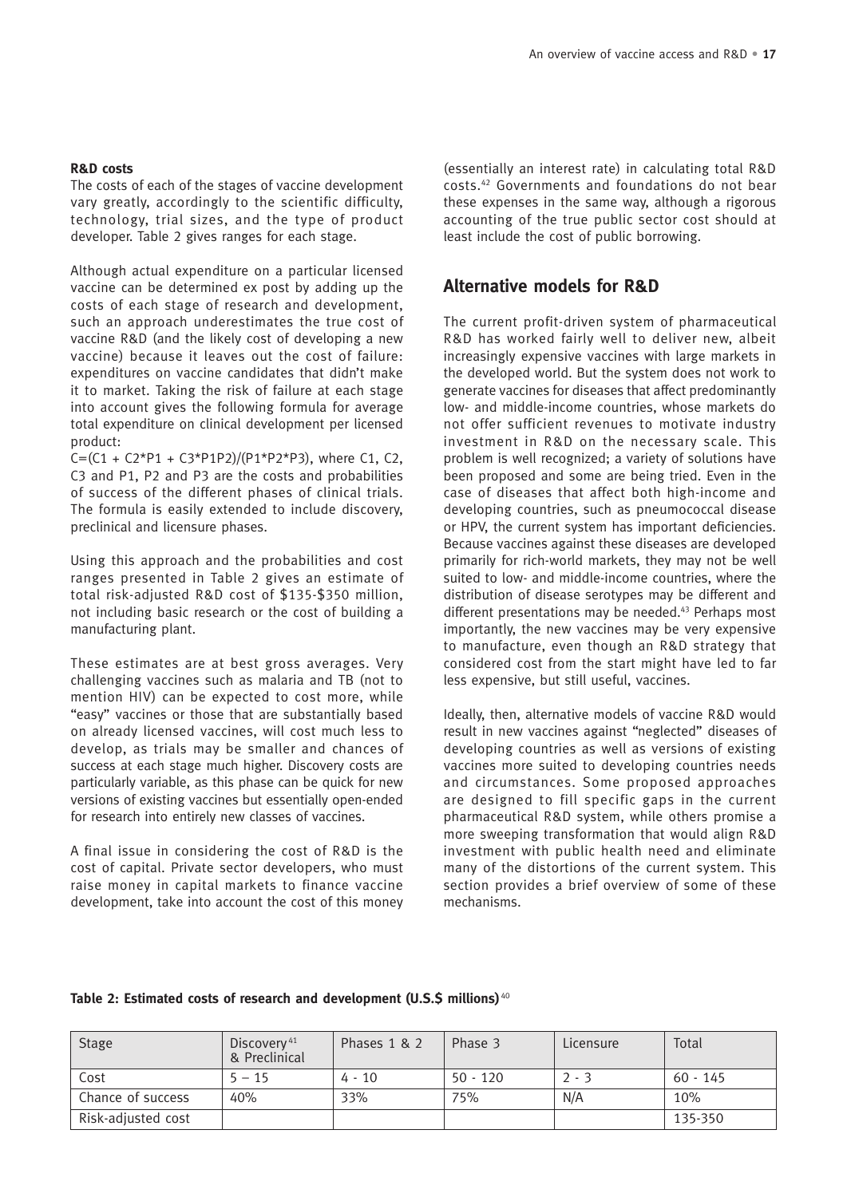**R&D costs**

The costs of each of the stages of vaccine development vary greatly, accordingly to the scientific difficulty, technology, trial sizes, and the type of product developer. Table 2 gives ranges for each stage.

Although actual expenditure on a particular licensed vaccine can be determined ex post by adding up the costs of each stage of research and development, such an approach underestimates the true cost of vaccine R&D (and the likely cost of developing a new vaccine) because it leaves out the cost of failure: expenditures on vaccine candidates that didn't make it to market. Taking the risk of failure at each stage into account gives the following formula for average total expenditure on clinical development per licensed product:

$C=(C1 + C2*P1 + C3*P1P2)/(P1*P2*P3)$, where C1, C2, C3 and P1, P2 and P3 are the costs and probabilities of success of the different phases of clinical trials. The formula is easily extended to include discovery, preclinical and licensure phases.

Using this approach and the probabilities and cost ranges presented in Table 2 gives an estimate of total risk-adjusted R&D cost of $135-$350 million, not including basic research or the cost of building a manufacturing plant.

These estimates are at best gross averages. Very challenging vaccines such as malaria and TB (not to mention HIV) can be expected to cost more, while "easy" vaccines or those that are substantially based on already licensed vaccines, will cost much less to develop, as trials may be smaller and chances of success at each stage much higher. Discovery costs are particularly variable, as this phase can be quick for new versions of existing vaccines but essentially open-ended for research into entirely new classes of vaccines.

A final issue in considering the cost of R&D is the cost of capital. Private sector developers, who must raise money in capital markets to finance vaccine development, take into account the cost of this money (essentially an interest rate) in calculating total R&D costs.[42] Governments and foundations do not bear these expenses in the same way, although a rigorous accounting of the true public sector cost should at least include the cost of public borrowing.

## Alternative models for R&D

The current profit-driven system of pharmaceutical R&D has worked fairly well to deliver new, albeit increasingly expensive vaccines with large markets in the developed world. But the system does not work to generate vaccines for diseases that affect predominantly low- and middle-income countries, whose markets do not offer sufficient revenues to motivate industry investment in R&D on the necessary scale. This problem is well recognized; a variety of solutions have been proposed and some are being tried. Even in the case of diseases that affect both high-income and developing countries, such as pneumococcal disease or HPV, the current system has important deficiencies. Because vaccines against these diseases are developed primarily for rich-world markets, they may not be well suited to low- and middle-income countries, where the distribution of disease serotypes may be different and different presentations may be needed.[43] Perhaps most importantly, the new vaccines may be very expensive to manufacture, even though an R&D strategy that considered cost from the start might have led to far less expensive, but still useful, vaccines.

Ideally, then, alternative models of vaccine R&D would result in new vaccines against "neglected" diseases of developing countries as well as versions of existing vaccines more suited to developing countries needs and circumstances. Some proposed approaches are designed to fill specific gaps in the current pharmaceutical R&D system, while others promise a more sweeping transformation that would align R&D investment with public health need and eliminate many of the distortions of the current system. This section provides a brief overview of some of these mechanisms.

**Table 2: Estimated costs of research and development (U.S.$ millions)**[40]

| Stage | Discovery[41] & Preclinical | Phases 1 & 2 | Phase 3 | Licensure | Total |
|---|---|---|---|---|---|
| Cost | 5 – 15 | 4 - 10 | 50 - 120 | 2 - 3 | 60 - 145 |
| Chance of success | 40% | 33% | 75% | N/A | 10% |
| Risk-adjusted cost | | | | | 135-350 |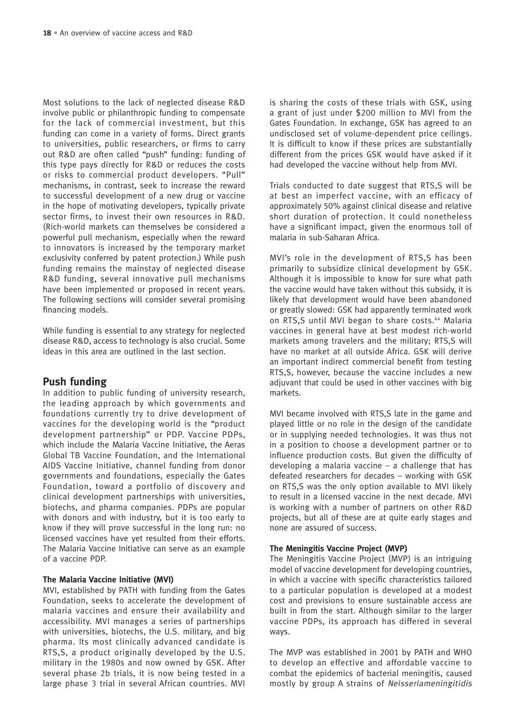Most solutions to the lack of neglected disease R&D involve public or philanthropic funding to compensate for the lack of commercial investment, but this funding can come in a variety of forms. Direct grants to universities, public researchers, or firms to carry out R&D are often called "push" funding: funding of this type pays directly for R&D or reduces the costs or risks to commercial product developers. "Pull" mechanisms, in contrast, seek to increase the reward to successful development of a new drug or vaccine in the hope of motivating developers, typically private sector firms, to invest their own resources in R&D. (Rich-world markets can themselves be considered a powerful pull mechanism, especially when the reward to innovators is increased by the temporary market exclusivity conferred by patent protection.) While push funding remains the mainstay of neglected disease R&D funding, several innovative pull mechanisms have been implemented or proposed in recent years. The following sections will consider several promising financing models.

While funding is essential to any strategy for neglected disease R&D, access to technology is also crucial. Some ideas in this area are outlined in the last section.

## Push funding

In addition to public funding of university research, the leading approach by which governments and foundations currently try to drive development of vaccines for the developing world is the "product development partnership" or PDP. Vaccine PDPs, which include the Malaria Vaccine Initiative, the Aeras Global TB Vaccine Foundation, and the International AIDS Vaccine Initiative, channel funding from donor governments and foundations, especially the Gates Foundation, toward a portfolio of discovery and clinical development partnerships with universities, biotechs, and pharma companies. PDPs are popular with donors and with industry, but it is too early to know if they will prove successful in the long run: no licensed vaccines have yet resulted from their efforts. The Malaria Vaccine Initiative can serve as an example of a vaccine PDP.

### The Malaria Vaccine Initiative (MVI)

MVI, established by PATH with funding from the Gates Foundation, seeks to accelerate the development of malaria vaccines and ensure their availability and accessibility. MVI manages a series of partnerships with universities, biotechs, the U.S. military, and big pharma. Its most clinically advanced candidate is RTS,S, a product originally developed by the U.S. military in the 1980s and now owned by GSK. After several phase 2b trials, it is now being tested in a large phase 3 trial in several African countries. MVI is sharing the costs of these trials with GSK, using a grant of just under $200 million to MVI from the Gates Foundation. In exchange, GSK has agreed to an undisclosed set of volume-dependent price ceilings. It is difficult to know if these prices are substantially different from the prices GSK would have asked if it had developed the vaccine without help from MVI.

Trials conducted to date suggest that RTS,S will be at best an imperfect vaccine, with an efficacy of approximately 50% against clinical disease and relative short duration of protection. It could nonetheless have a significant impact, given the enormous toll of malaria in sub-Saharan Africa.

MVI's role in the development of RTS,S has been primarily to subsidize clinical development by GSK. Although it is impossible to know for sure what path the vaccine would have taken without this subsidy, it is likely that development would have been abandoned or greatly slowed: GSK had apparently terminated work on RTS,S until MVI began to share costs.[44] Malaria vaccines in general have at best modest rich-world markets among travelers and the military; RTS,S will have no market at all outside Africa. GSK will derive an important indirect commercial benefit from testing RTS,S, however, because the vaccine includes a new adjuvant that could be used in other vaccines with big markets.

MVI became involved with RTS,S late in the game and played little or no role in the design of the candidate or in supplying needed technologies. It was thus not in a position to choose a development partner or to influence production costs. But given the difficulty of developing a malaria vaccine – a challenge that has defeated researchers for decades – working with GSK on RTS,S was the only option available to MVI likely to result in a licensed vaccine in the next decade. MVI is working with a number of partners on other R&D projects, but all of these are at quite early stages and none are assured of success.

### The Meningitis Vaccine Project (MVP)

The Meningitis Vaccine Project (MVP) is an intriguing model of vaccine development for developing countries, in which a vaccine with specific characteristics tailored to a particular population is developed at a modest cost and provisions to ensure sustainable access are built in from the start. Although similar to the larger vaccine PDPs, its approach has differed in several ways.

The MVP was established in 2001 by PATH and WHO to develop an effective and affordable vaccine to combat the epidemics of bacterial meningitis, caused mostly by group A strains of *Neisseriameningitidis*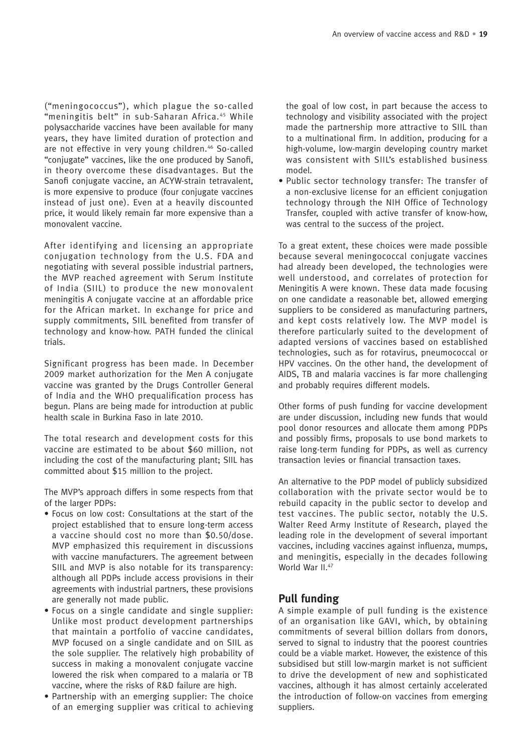("meningococcus"), which plague the so-called "meningitis belt" in sub-Saharan Africa.[45] While polysaccharide vaccines have been available for many years, they have limited duration of protection and are not effective in very young children.[46] So-called "conjugate" vaccines, like the one produced by Sanofi, in theory overcome these disadvantages. But the Sanofi conjugate vaccine, an ACYW-strain tetravalent, is more expensive to produce (four conjugate vaccines instead of just one). Even at a heavily discounted price, it would likely remain far more expensive than a monovalent vaccine.

After identifying and licensing an appropriate conjugation technology from the U.S. FDA and negotiating with several possible industrial partners, the MVP reached agreement with Serum Institute of India (SIIL) to produce the new monovalent meningitis A conjugate vaccine at an affordable price for the African market. In exchange for price and supply commitments, SIIL benefited from transfer of technology and know-how. PATH funded the clinical trials.

Significant progress has been made. In December 2009 market authorization for the Men A conjugate vaccine was granted by the Drugs Controller General of India and the WHO prequalification process has begun. Plans are being made for introduction at public health scale in Burkina Faso in late 2010.

The total research and development costs for this vaccine are estimated to be about $60 million, not including the cost of the manufacturing plant; SIIL has committed about $15 million to the project.

The MVP's approach differs in some respects from that of the larger PDPs:

- Focus on low cost: Consultations at the start of the project established that to ensure long-term access a vaccine should cost no more than $0.50/dose. MVP emphasized this requirement in discussions with vaccine manufacturers. The agreement between SIIL and MVP is also notable for its transparency: although all PDPs include access provisions in their agreements with industrial partners, these provisions are generally not made public.
- Focus on a single candidate and single supplier: Unlike most product development partnerships that maintain a portfolio of vaccine candidates, MVP focused on a single candidate and on SIIL as the sole supplier. The relatively high probability of success in making a monovalent conjugate vaccine lowered the risk when compared to a malaria or TB vaccine, where the risks of R&D failure are high.
- Partnership with an emerging supplier: The choice of an emerging supplier was critical to achieving the goal of low cost, in part because the access to technology and visibility associated with the project made the partnership more attractive to SIIL than to a multinational firm. In addition, producing for a high-volume, low-margin developing country market was consistent with SIIL's established business model.
- Public sector technology transfer: The transfer of a non-exclusive license for an efficient conjugation technology through the NIH Office of Technology Transfer, coupled with active transfer of know-how, was central to the success of the project.

To a great extent, these choices were made possible because several meningococcal conjugate vaccines had already been developed, the technologies were well understood, and correlates of protection for Meningitis A were known. These data made focusing on one candidate a reasonable bet, allowed emerging suppliers to be considered as manufacturing partners, and kept costs relatively low. The MVP model is therefore particularly suited to the development of adapted versions of vaccines based on established technologies, such as for rotavirus, pneumococcal or HPV vaccines. On the other hand, the development of AIDS, TB and malaria vaccines is far more challenging and probably requires different models.

Other forms of push funding for vaccine development are under discussion, including new funds that would pool donor resources and allocate them among PDPs and possibly firms, proposals to use bond markets to raise long-term funding for PDPs, as well as currency transaction levies or financial transaction taxes.

An alternative to the PDP model of publicly subsidized collaboration with the private sector would be to rebuild capacity in the public sector to develop and test vaccines. The public sector, notably the U.S. Walter Reed Army Institute of Research, played the leading role in the development of several important vaccines, including vaccines against influenza, mumps, and meningitis, especially in the decades following World War II.[47]

## Pull funding

A simple example of pull funding is the existence of an organisation like GAVI, which, by obtaining commitments of several billion dollars from donors, served to signal to industry that the poorest countries could be a viable market. However, the existence of this subsidised but still low-margin market is not sufficient to drive the development of new and sophisticated vaccines, although it has almost certainly accelerated the introduction of follow-on vaccines from emerging suppliers.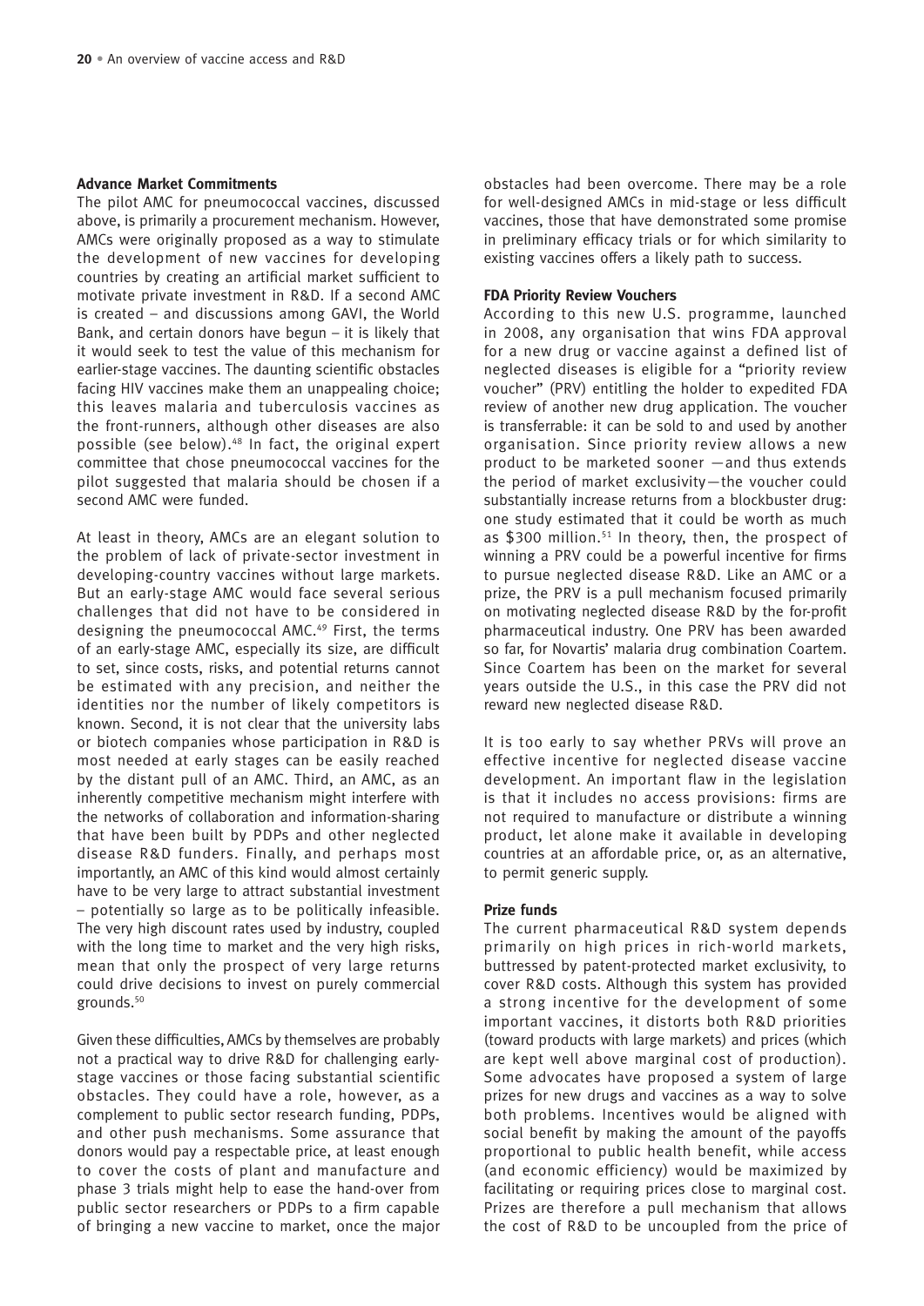### Advance Market Commitments

The pilot AMC for pneumococcal vaccines, discussed above, is primarily a procurement mechanism. However, AMCs were originally proposed as a way to stimulate the development of new vaccines for developing countries by creating an artificial market sufficient to motivate private investment in R&D. If a second AMC is created – and discussions among GAVI, the World Bank, and certain donors have begun – it is likely that it would seek to test the value of this mechanism for earlier-stage vaccines. The daunting scientific obstacles facing HIV vaccines make them an unappealing choice; this leaves malaria and tuberculosis vaccines as the front-runners, although other diseases are also possible (see below).[48] In fact, the original expert committee that chose pneumococcal vaccines for the pilot suggested that malaria should be chosen if a second AMC were funded.

At least in theory, AMCs are an elegant solution to the problem of lack of private-sector investment in developing-country vaccines without large markets. But an early-stage AMC would face several serious challenges that did not have to be considered in designing the pneumococcal AMC.[49] First, the terms of an early-stage AMC, especially its size, are difficult to set, since costs, risks, and potential returns cannot be estimated with any precision, and neither the identities nor the number of likely competitors is known. Second, it is not clear that the university labs or biotech companies whose participation in R&D is most needed at early stages can be easily reached by the distant pull of an AMC. Third, an AMC, as an inherently competitive mechanism might interfere with the networks of collaboration and information-sharing that have been built by PDPs and other neglected disease R&D funders. Finally, and perhaps most importantly, an AMC of this kind would almost certainly have to be very large to attract substantial investment – potentially so large as to be politically infeasible. The very high discount rates used by industry, coupled with the long time to market and the very high risks, mean that only the prospect of very large returns could drive decisions to invest on purely commercial grounds.[50]

Given these difficulties, AMCs by themselves are probably not a practical way to drive R&D for challenging early-stage vaccines or those facing substantial scientific obstacles. They could have a role, however, as a complement to public sector research funding, PDPs, and other push mechanisms. Some assurance that donors would pay a respectable price, at least enough to cover the costs of plant and manufacture and phase 3 trials might help to ease the hand-over from public sector researchers or PDPs to a firm capable of bringing a new vaccine to market, once the major obstacles had been overcome. There may be a role for well-designed AMCs in mid-stage or less difficult vaccines, those that have demonstrated some promise in preliminary efficacy trials or for which similarity to existing vaccines offers a likely path to success.

### FDA Priority Review Vouchers

According to this new U.S. programme, launched in 2008, any organisation that wins FDA approval for a new drug or vaccine against a defined list of neglected diseases is eligible for a "priority review voucher" (PRV) entitling the holder to expedited FDA review of another new drug application. The voucher is transferrable: it can be sold to and used by another organisation. Since priority review allows a new product to be marketed sooner —and thus extends the period of market exclusivity—the voucher could substantially increase returns from a blockbuster drug: one study estimated that it could be worth as much as $300 million.[51] In theory, then, the prospect of winning a PRV could be a powerful incentive for firms to pursue neglected disease R&D. Like an AMC or a prize, the PRV is a pull mechanism focused primarily on motivating neglected disease R&D by the for-profit pharmaceutical industry. One PRV has been awarded so far, for Novartis' malaria drug combination Coartem. Since Coartem has been on the market for several years outside the U.S., in this case the PRV did not reward new neglected disease R&D.

It is too early to say whether PRVs will prove an effective incentive for neglected disease vaccine development. An important flaw in the legislation is that it includes no access provisions: firms are not required to manufacture or distribute a winning product, let alone make it available in developing countries at an affordable price, or, as an alternative, to permit generic supply.

### Prize funds

The current pharmaceutical R&D system depends primarily on high prices in rich-world markets, buttressed by patent-protected market exclusivity, to cover R&D costs. Although this system has provided a strong incentive for the development of some important vaccines, it distorts both R&D priorities (toward products with large markets) and prices (which are kept well above marginal cost of production). Some advocates have proposed a system of large prizes for new drugs and vaccines as a way to solve both problems. Incentives would be aligned with social benefit by making the amount of the payoffs proportional to public health benefit, while access (and economic efficiency) would be maximized by facilitating or requiring prices close to marginal cost. Prizes are therefore a pull mechanism that allows the cost of R&D to be uncoupled from the price of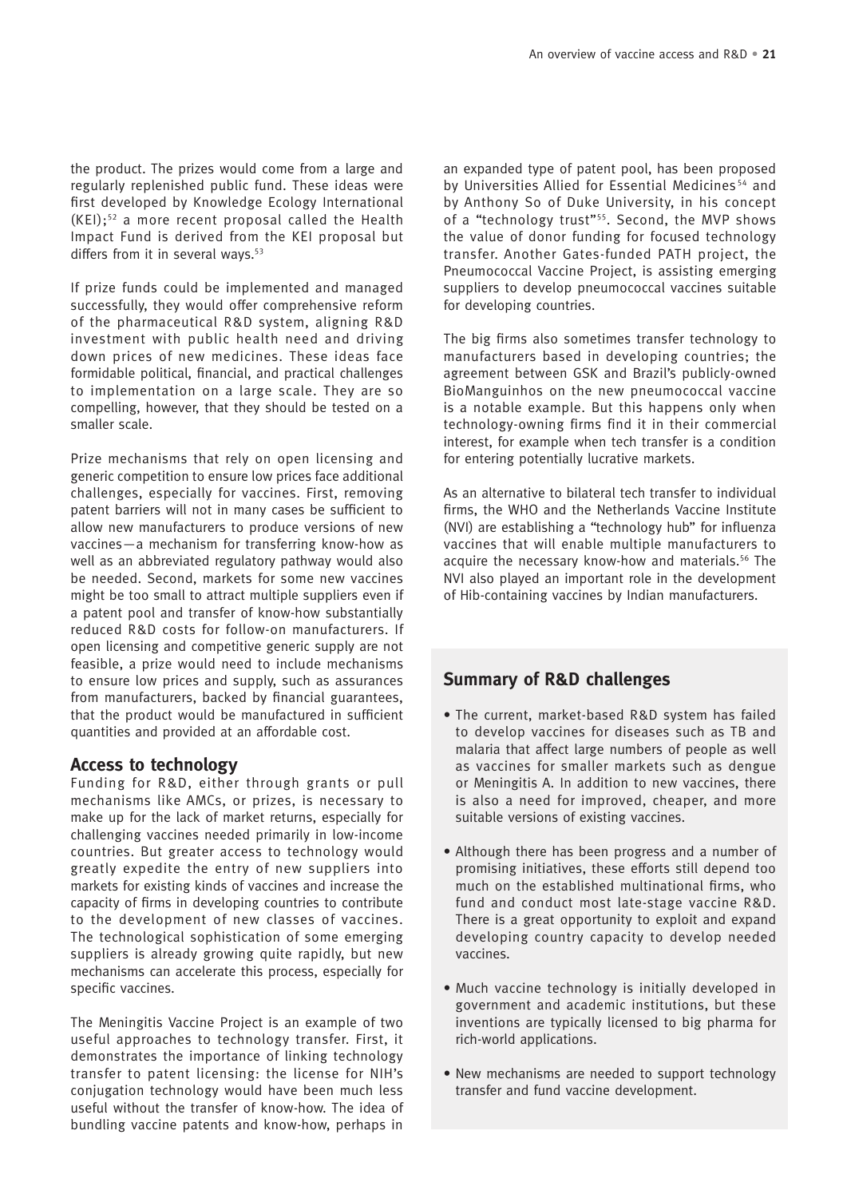the product. The prizes would come from a large and regularly replenished public fund. These ideas were first developed by Knowledge Ecology International (KEI);[52] a more recent proposal called the Health Impact Fund is derived from the KEI proposal but differs from it in several ways.[53]

If prize funds could be implemented and managed successfully, they would offer comprehensive reform of the pharmaceutical R&D system, aligning R&D investment with public health need and driving down prices of new medicines. These ideas face formidable political, financial, and practical challenges to implementation on a large scale. They are so compelling, however, that they should be tested on a smaller scale.

Prize mechanisms that rely on open licensing and generic competition to ensure low prices face additional challenges, especially for vaccines. First, removing patent barriers will not in many cases be sufficient to allow new manufacturers to produce versions of new vaccines—a mechanism for transferring know-how as well as an abbreviated regulatory pathway would also be needed. Second, markets for some new vaccines might be too small to attract multiple suppliers even if a patent pool and transfer of know-how substantially reduced R&D costs for follow-on manufacturers. If open licensing and competitive generic supply are not feasible, a prize would need to include mechanisms to ensure low prices and supply, such as assurances from manufacturers, backed by financial guarantees, that the product would be manufactured in sufficient quantities and provided at an affordable cost.

### Access to technology

Funding for R&D, either through grants or pull mechanisms like AMCs, or prizes, is necessary to make up for the lack of market returns, especially for challenging vaccines needed primarily in low-income countries. But greater access to technology would greatly expedite the entry of new suppliers into markets for existing kinds of vaccines and increase the capacity of firms in developing countries to contribute to the development of new classes of vaccines. The technological sophistication of some emerging suppliers is already growing quite rapidly, but new mechanisms can accelerate this process, especially for specific vaccines.

The Meningitis Vaccine Project is an example of two useful approaches to technology transfer. First, it demonstrates the importance of linking technology transfer to patent licensing: the license for NIH's conjugation technology would have been much less useful without the transfer of know-how. The idea of bundling vaccine patents and know-how, perhaps in an expanded type of patent pool, has been proposed by Universities Allied for Essential Medicines[54] and by Anthony So of Duke University, in his concept of a "technology trust"[55]. Second, the MVP shows the value of donor funding for focused technology transfer. Another Gates-funded PATH project, the Pneumococcal Vaccine Project, is assisting emerging suppliers to develop pneumococcal vaccines suitable for developing countries.

The big firms also sometimes transfer technology to manufacturers based in developing countries; the agreement between GSK and Brazil's publicly-owned BioManguinhos on the new pneumococcal vaccine is a notable example. But this happens only when technology-owning firms find it in their commercial interest, for example when tech transfer is a condition for entering potentially lucrative markets.

As an alternative to bilateral tech transfer to individual firms, the WHO and the Netherlands Vaccine Institute (NVI) are establishing a "technology hub" for influenza vaccines that will enable multiple manufacturers to acquire the necessary know-how and materials.[56] The NVI also played an important role in the development of Hib-containing vaccines by Indian manufacturers.

### Summary of R&D challenges

- The current, market-based R&D system has failed to develop vaccines for diseases such as TB and malaria that affect large numbers of people as well as vaccines for smaller markets such as dengue or Meningitis A. In addition to new vaccines, there is also a need for improved, cheaper, and more suitable versions of existing vaccines.
- Although there has been progress and a number of promising initiatives, these efforts still depend too much on the established multinational firms, who fund and conduct most late-stage vaccine R&D. There is a great opportunity to exploit and expand developing country capacity to develop needed vaccines.
- Much vaccine technology is initially developed in government and academic institutions, but these inventions are typically licensed to big pharma for rich-world applications.
- New mechanisms are needed to support technology transfer and fund vaccine development.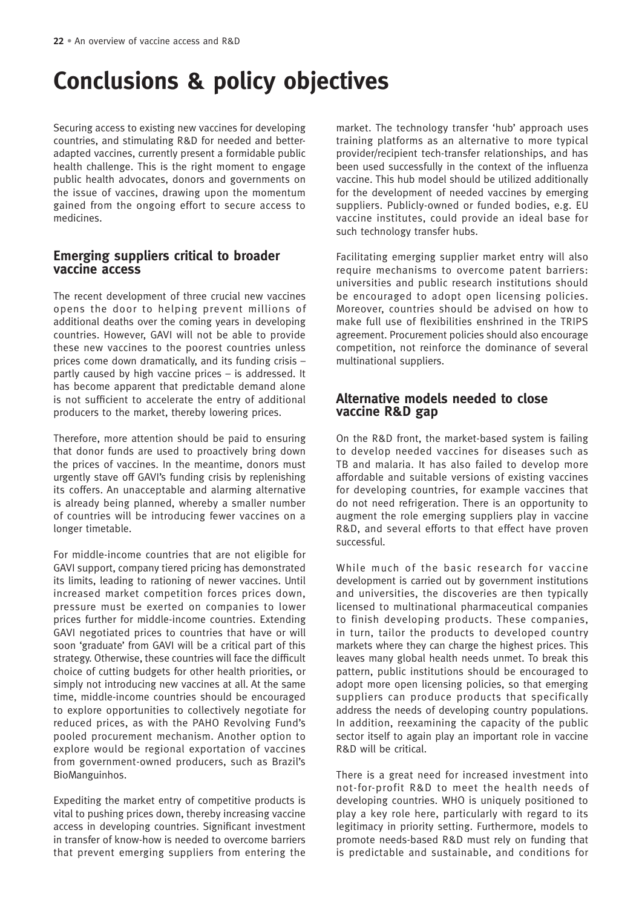# Conclusions & policy objectives

Securing access to existing new vaccines for developing countries, and stimulating R&D for needed and better-adapted vaccines, currently present a formidable public health challenge. This is the right moment to engage public health advocates, donors and governments on the issue of vaccines, drawing upon the momentum gained from the ongoing effort to secure access to medicines.

## Emerging suppliers critical to broader vaccine access

The recent development of three crucial new vaccines opens the door to helping prevent millions of additional deaths over the coming years in developing countries. However, GAVI will not be able to provide these new vaccines to the poorest countries unless prices come down dramatically, and its funding crisis – partly caused by high vaccine prices – is addressed. It has become apparent that predictable demand alone is not sufficient to accelerate the entry of additional producers to the market, thereby lowering prices.

Therefore, more attention should be paid to ensuring that donor funds are used to proactively bring down the prices of vaccines. In the meantime, donors must urgently stave off GAVI's funding crisis by replenishing its coffers. An unacceptable and alarming alternative is already being planned, whereby a smaller number of countries will be introducing fewer vaccines on a longer timetable.

For middle-income countries that are not eligible for GAVI support, company tiered pricing has demonstrated its limits, leading to rationing of newer vaccines. Until increased market competition forces prices down, pressure must be exerted on companies to lower prices further for middle-income countries. Extending GAVI negotiated prices to countries that have or will soon 'graduate' from GAVI will be a critical part of this strategy. Otherwise, these countries will face the difficult choice of cutting budgets for other health priorities, or simply not introducing new vaccines at all. At the same time, middle-income countries should be encouraged to explore opportunities to collectively negotiate for reduced prices, as with the PAHO Revolving Fund's pooled procurement mechanism. Another option to explore would be regional exportation of vaccines from government-owned producers, such as Brazil's BioManguinhos.

Expediting the market entry of competitive products is vital to pushing prices down, thereby increasing vaccine access in developing countries. Significant investment in transfer of know-how is needed to overcome barriers that prevent emerging suppliers from entering the market. The technology transfer 'hub' approach uses training platforms as an alternative to more typical provider/recipient tech-transfer relationships, and has been used successfully in the context of the influenza vaccine. This hub model should be utilized additionally for the development of needed vaccines by emerging suppliers. Publicly-owned or funded bodies, e.g. EU vaccine institutes, could provide an ideal base for such technology transfer hubs.

Facilitating emerging supplier market entry will also require mechanisms to overcome patent barriers: universities and public research institutions should be encouraged to adopt open licensing policies. Moreover, countries should be advised on how to make full use of flexibilities enshrined in the TRIPS agreement. Procurement policies should also encourage competition, not reinforce the dominance of several multinational suppliers.

## Alternative models needed to close vaccine R&D gap

On the R&D front, the market-based system is failing to develop needed vaccines for diseases such as TB and malaria. It has also failed to develop more affordable and suitable versions of existing vaccines for developing countries, for example vaccines that do not need refrigeration. There is an opportunity to augment the role emerging suppliers play in vaccine R&D, and several efforts to that effect have proven successful.

While much of the basic research for vaccine development is carried out by government institutions and universities, the discoveries are then typically licensed to multinational pharmaceutical companies to finish developing products. These companies, in turn, tailor the products to developed country markets where they can charge the highest prices. This leaves many global health needs unmet. To break this pattern, public institutions should be encouraged to adopt more open licensing policies, so that emerging suppliers can produce products that specifically address the needs of developing country populations. In addition, reexamining the capacity of the public sector itself to again play an important role in vaccine R&D will be critical.

There is a great need for increased investment into not-for-profit R&D to meet the health needs of developing countries. WHO is uniquely positioned to play a key role here, particularly with regard to its legitimacy in priority setting. Furthermore, models to promote needs-based R&D must rely on funding that is predictable and sustainable, and conditions for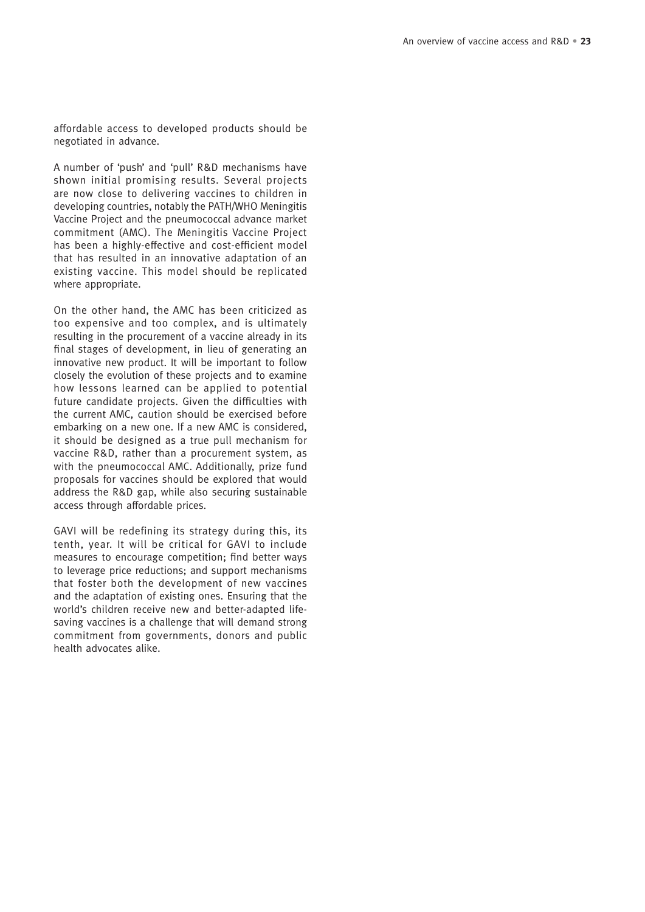affordable access to developed products should be negotiated in advance.

A number of 'push' and 'pull' R&D mechanisms have shown initial promising results. Several projects are now close to delivering vaccines to children in developing countries, notably the PATH/WHO Meningitis Vaccine Project and the pneumococcal advance market commitment (AMC). The Meningitis Vaccine Project has been a highly-effective and cost-efficient model that has resulted in an innovative adaptation of an existing vaccine. This model should be replicated where appropriate.

On the other hand, the AMC has been criticized as too expensive and too complex, and is ultimately resulting in the procurement of a vaccine already in its final stages of development, in lieu of generating an innovative new product. It will be important to follow closely the evolution of these projects and to examine how lessons learned can be applied to potential future candidate projects. Given the difficulties with the current AMC, caution should be exercised before embarking on a new one. If a new AMC is considered, it should be designed as a true pull mechanism for vaccine R&D, rather than a procurement system, as with the pneumococcal AMC. Additionally, prize fund proposals for vaccines should be explored that would address the R&D gap, while also securing sustainable access through affordable prices.

GAVI will be redefining its strategy during this, its tenth, year. It will be critical for GAVI to include measures to encourage competition; find better ways to leverage price reductions; and support mechanisms that foster both the development of new vaccines and the adaptation of existing ones. Ensuring that the world's children receive new and better-adapted life-saving vaccines is a challenge that will demand strong commitment from governments, donors and public health advocates alike.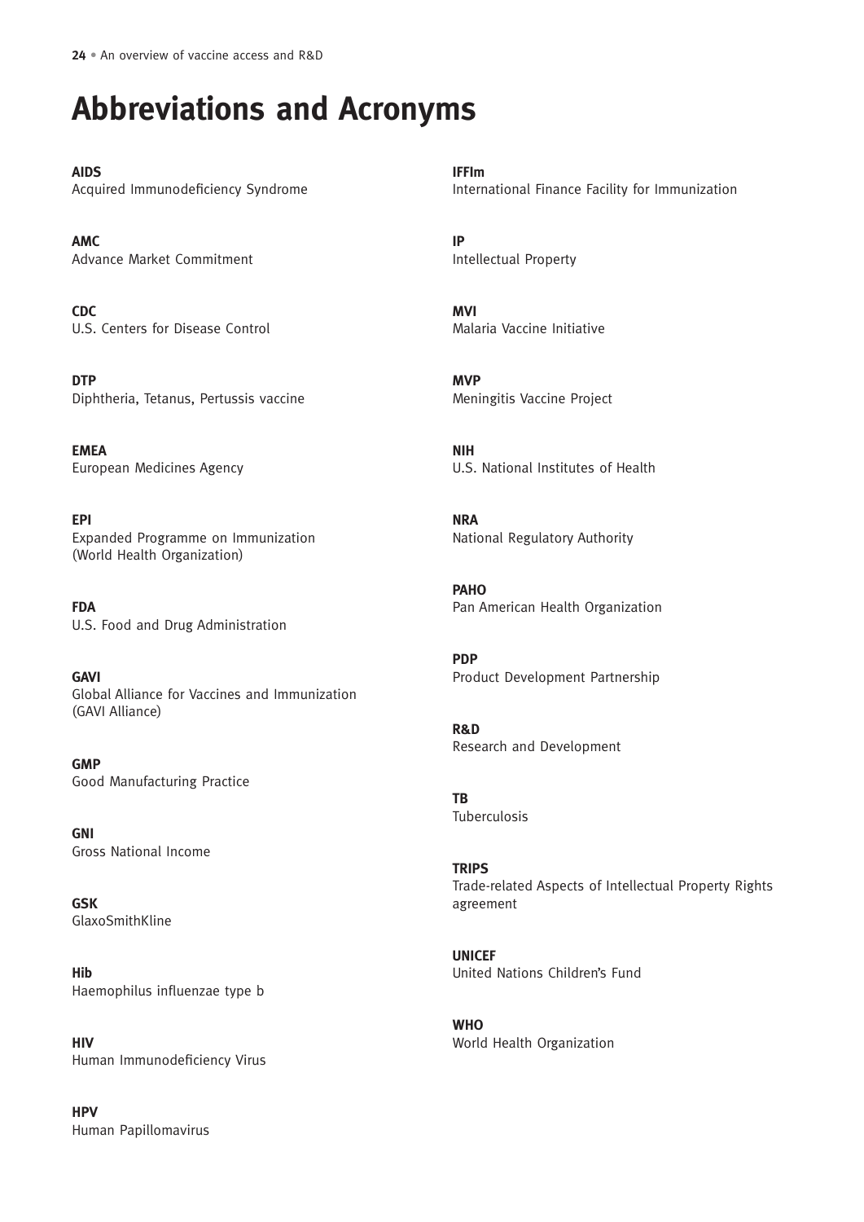# Abbreviations and Acronyms

**AIDS**
Acquired Immunodeficiency Syndrome

**AMC**
Advance Market Commitment

**CDC**
U.S. Centers for Disease Control

**DTP**
Diphtheria, Tetanus, Pertussis vaccine

**EMEA**
European Medicines Agency

**EPI**
Expanded Programme on Immunization (World Health Organization)

**FDA**
U.S. Food and Drug Administration

**GAVI**
Global Alliance for Vaccines and Immunization (GAVI Alliance)

**GMP**
Good Manufacturing Practice

**GNI**
Gross National Income

**GSK**
GlaxoSmithKline

**Hib**
Haemophilus influenzae type b

**HIV**
Human Immunodeficiency Virus

**HPV**
Human Papillomavirus

**IFFIm**
International Finance Facility for Immunization

**IP**
Intellectual Property

**MVI**
Malaria Vaccine Initiative

**MVP**
Meningitis Vaccine Project

**NIH**
U.S. National Institutes of Health

**NRA**
National Regulatory Authority

**PAHO**
Pan American Health Organization

**PDP**
Product Development Partnership

**R&D**
Research and Development

**TB**
Tuberculosis

**TRIPS**
Trade-related Aspects of Intellectual Property Rights agreement

**UNICEF**
United Nations Children's Fund

**WHO**
World Health Organization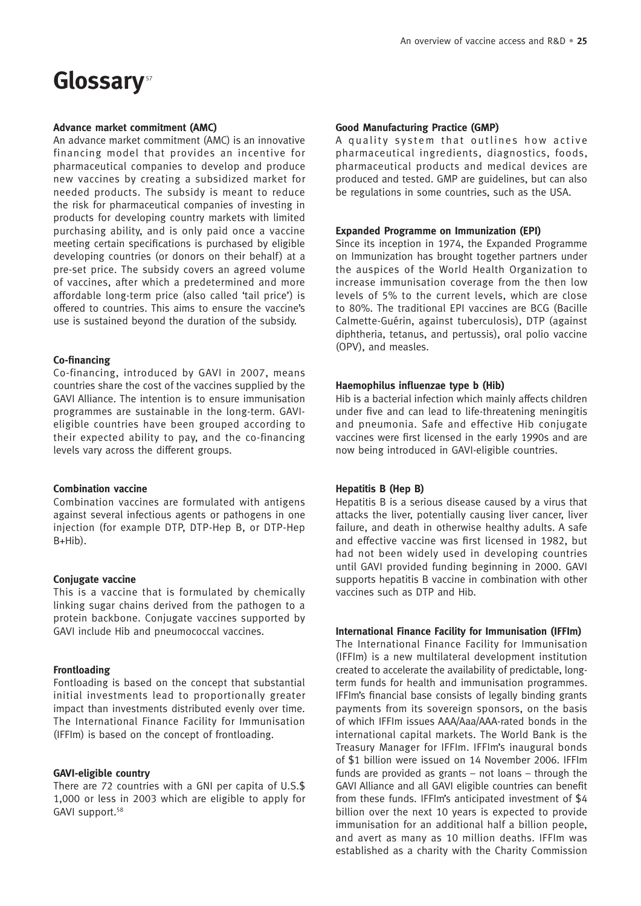# Glossary[57]

### Advance market commitment (AMC)

An advance market commitment (AMC) is an innovative financing model that provides an incentive for pharmaceutical companies to develop and produce new vaccines by creating a subsidized market for needed products. The subsidy is meant to reduce the risk for pharmaceutical companies of investing in products for developing country markets with limited purchasing ability, and is only paid once a vaccine meeting certain specifications is purchased by eligible developing countries (or donors on their behalf) at a pre-set price. The subsidy covers an agreed volume of vaccines, after which a predetermined and more affordable long-term price (also called 'tail price') is offered to countries. This aims to ensure the vaccine's use is sustained beyond the duration of the subsidy.

### Co-financing

Co-financing, introduced by GAVI in 2007, means countries share the cost of the vaccines supplied by the GAVI Alliance. The intention is to ensure immunisation programmes are sustainable in the long-term. GAVI-eligible countries have been grouped according to their expected ability to pay, and the co-financing levels vary across the different groups.

### Combination vaccine

Combination vaccines are formulated with antigens against several infectious agents or pathogens in one injection (for example DTP, DTP-Hep B, or DTP-Hep B+Hib).

### Conjugate vaccine

This is a vaccine that is formulated by chemically linking sugar chains derived from the pathogen to a protein backbone. Conjugate vaccines supported by GAVI include Hib and pneumococcal vaccines.

### Frontloading

Fontloading is based on the concept that substantial initial investments lead to proportionally greater impact than investments distributed evenly over time. The International Finance Facility for Immunisation (IFFIm) is based on the concept of frontloading.

### GAVI-eligible country

There are 72 countries with a GNI per capita of U.S.$ 1,000 or less in 2003 which are eligible to apply for GAVI support.[58]

### Good Manufacturing Practice (GMP)

A quality system that outlines how active pharmaceutical ingredients, diagnostics, foods, pharmaceutical products and medical devices are produced and tested. GMP are guidelines, but can also be regulations in some countries, such as the USA.

### Expanded Programme on Immunization (EPI)

Since its inception in 1974, the Expanded Programme on Immunization has brought together partners under the auspices of the World Health Organization to increase immunisation coverage from the then low levels of 5% to the current levels, which are close to 80%. The traditional EPI vaccines are BCG (Bacille Calmette-Guérin, against tuberculosis), DTP (against diphtheria, tetanus, and pertussis), oral polio vaccine (OPV), and measles.

### Haemophilus influenzae type b (Hib)

Hib is a bacterial infection which mainly affects children under five and can lead to life-threatening meningitis and pneumonia. Safe and effective Hib conjugate vaccines were first licensed in the early 1990s and are now being introduced in GAVI-eligible countries.

### Hepatitis B (Hep B)

Hepatitis B is a serious disease caused by a virus that attacks the liver, potentially causing liver cancer, liver failure, and death in otherwise healthy adults. A safe and effective vaccine was first licensed in 1982, but had not been widely used in developing countries until GAVI provided funding beginning in 2000. GAVI supports hepatitis B vaccine in combination with other vaccines such as DTP and Hib.

### International Finance Facility for Immunisation (IFFIm)

The International Finance Facility for Immunisation (IFFIm) is a new multilateral development institution created to accelerate the availability of predictable, long-term funds for health and immunisation programmes. IFFIm's financial base consists of legally binding grants payments from its sovereign sponsors, on the basis of which IFFIm issues AAA/Aaa/AAA-rated bonds in the international capital markets. The World Bank is the Treasury Manager for IFFIm. IFFIm's inaugural bonds of $1 billion were issued on 14 November 2006. IFFIm funds are provided as grants – not loans – through the GAVI Alliance and all GAVI eligible countries can benefit from these funds. IFFIm's anticipated investment of $4 billion over the next 10 years is expected to provide immunisation for an additional half a billion people, and avert as many as 10 million deaths. IFFIm was established as a charity with the Charity Commission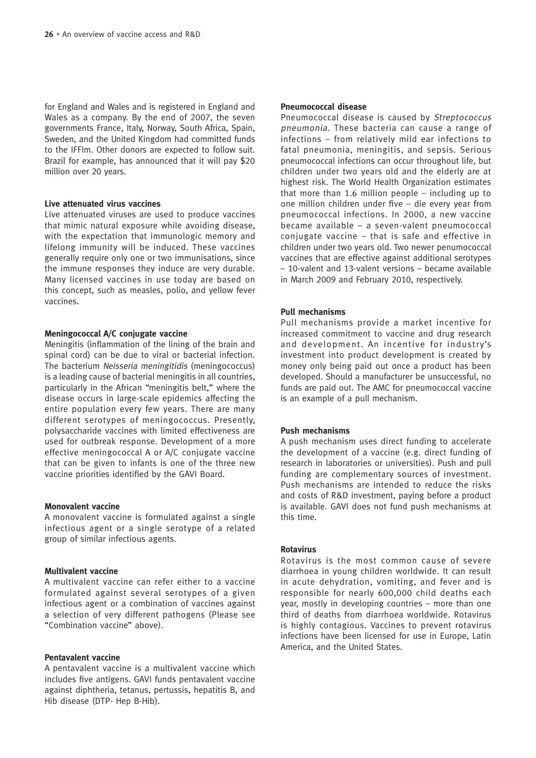for England and Wales and is registered in England and Wales as a company. By the end of 2007, the seven governments France, Italy, Norway, South Africa, Spain, Sweden, and the United Kingdom had committed funds to the IFFIm. Other donors are expected to follow suit. Brazil for example, has announced that it will pay $20 million over 20 years.

**Live attenuated virus vaccines**

Live attenuated viruses are used to produce vaccines that mimic natural exposure while avoiding disease, with the expectation that immunologic memory and lifelong immunity will be induced. These vaccines generally require only one or two immunisations, since the immune responses they induce are very durable. Many licensed vaccines in use today are based on this concept, such as measles, polio, and yellow fever vaccines.

**Meningococcal A/C conjugate vaccine**

Meningitis (inflammation of the lining of the brain and spinal cord) can be due to viral or bacterial infection. The bacterium *Neisseria meningitidis* (meningococcus) is a leading cause of bacterial meningitis in all countries, particularly in the African "meningitis belt," where the disease occurs in large-scale epidemics affecting the entire population every few years. There are many different serotypes of meningococcus. Presently, polysaccharide vaccines with limited effectiveness are used for outbreak response. Development of a more effective meningococcal A or A/C conjugate vaccine that can be given to infants is one of the three new vaccine priorities identified by the GAVI Board.

**Monovalent vaccine**

A monovalent vaccine is formulated against a single infectious agent or a single serotype of a related group of similar infectious agents.

**Multivalent vaccine**

A multivalent vaccine can refer either to a vaccine formulated against several serotypes of a given infectious agent or a combination of vaccines against a selection of very different pathogens (Please see "Combination vaccine" above).

**Pentavalent vaccine**

A pentavalent vaccine is a multivalent vaccine which includes five antigens. GAVI funds pentavalent vaccine against diphtheria, tetanus, pertussis, hepatitis B, and Hib disease (DTP- Hep B-Hib).

**Pneumococcal disease**

Pneumococcal disease is caused by *Streptococcus pneumonia*. These bacteria can cause a range of infections – from relatively mild ear infections to fatal pneumonia, meningitis, and sepsis. Serious pneumococcal infections can occur throughout life, but children under two years old and the elderly are at highest risk. The World Health Organization estimates that more than 1.6 million people – including up to one million children under five – die every year from pneumococcal infections. In 2000, a new vaccine became available – a seven-valent pneumococcal conjugate vaccine – that is safe and effective in children under two years old. Two newer penumococcal vaccines that are effective against additional serotypes – 10-valent and 13-valent versions – became available in March 2009 and February 2010, respectively.

**Pull mechanisms**

Pull mechanisms provide a market incentive for increased commitment to vaccine and drug research and development. An incentive for industry's investment into product development is created by money only being paid out once a product has been developed. Should a manufacturer be unsuccessful, no funds are paid out. The AMC for pneumococcal vaccine is an example of a pull mechanism.

**Push mechanisms**

A push mechanism uses direct funding to accelerate the development of a vaccine (e.g. direct funding of research in laboratories or universities). Push and pull funding are complementary sources of investment. Push mechanisms are intended to reduce the risks and costs of R&D investment, paying before a product is available. GAVI does not fund push mechanisms at this time.

**Rotavirus**

Rotavirus is the most common cause of severe diarrhoea in young children worldwide. It can result in acute dehydration, vomiting, and fever and is responsible for nearly 600,000 child deaths each year, mostly in developing countries – more than one third of deaths from diarrhoea worldwide. Rotavirus is highly contagious. Vaccines to prevent rotavirus infections have been licensed for use in Europe, Latin America, and the United States.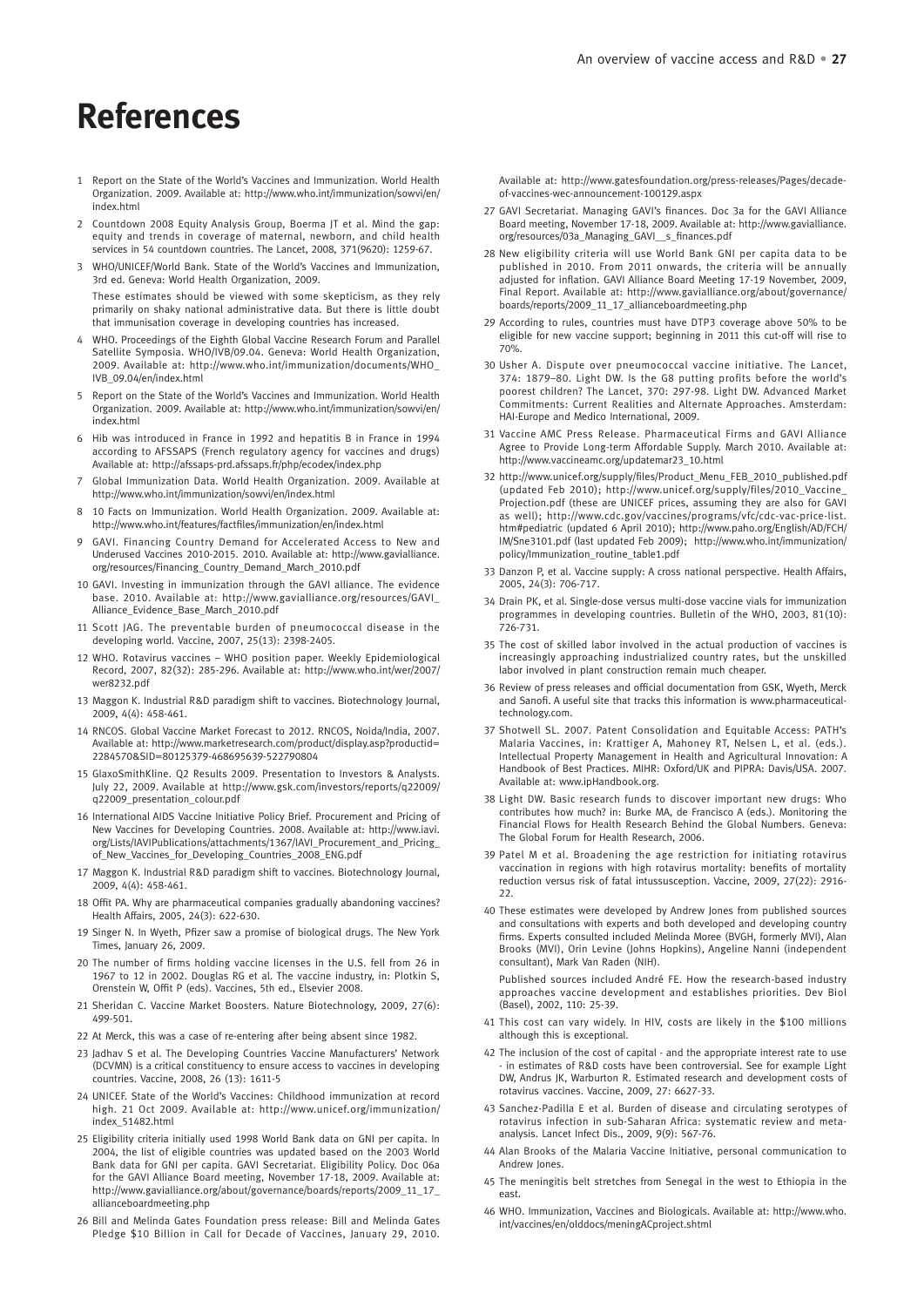# References

1. Report on the State of the World's Vaccines and Immunization. World Health Organization. 2009. Available at: http://www.who.int/immunization/sowvi/en/index.html
2. Countdown 2008 Equity Analysis Group, Boerma JT et al. Mind the gap: equity and trends in coverage of maternal, newborn, and child health services in 54 countdown countries. The Lancet, 2008, 371(9620): 1259-67.
3. WHO/UNICEF/World Bank. State of the World's Vaccines and Immunization, 3rd ed. Geneva: World Health Organization, 2009.

   These estimates should be viewed with some skepticism, as they rely primarily on shaky national administrative data. But there is little doubt that immunisation coverage in developing countries has increased.
4. WHO. Proceedings of the Eighth Global Vaccine Research Forum and Parallel Satellite Symposia. WHO/IVB/09.04. Geneva: World Health Organization, 2009. Available at: http://www.who.int/immunization/documents/WHO_IVB_09.04/en/index.html
5. Report on the State of the World's Vaccines and Immunization. World Health Organization. 2009. Available at: http://www.who.int/immunization/sowvi/en/index.html
6. Hib was introduced in France in 1992 and hepatitis B in France in 1994 according to AFSSAPS (French regulatory agency for vaccines and drugs) Available at: http://afssaps-prd.afssaps.fr/php/ecodex/index.php
7. Global Immunization Data. World Health Organization. 2009. Available at http://www.who.int/immunization/sowvi/en/index.html
8. 10 Facts on Immunization. World Health Organization. 2009. Available at: http://www.who.int/features/factfiles/immunization/en/index.html
9. GAVI. Financing Country Demand for Accelerated Access to New and Underused Vaccines 2010-2015. 2010. Available at: http://www.gavialliance.org/resources/Financing_Country_Demand_March_2010.pdf
10. GAVI. Investing in immunization through the GAVI alliance. The evidence base. 2010. Available at: http://www.gavialliance.org/resources/GAVI_Alliance_Evidence_Base_March_2010.pdf
11. Scott JAG. The preventable burden of pneumococcal disease in the developing world. Vaccine, 2007, 25(13): 2398-2405.
12. WHO. Rotavirus vaccines – WHO position paper. Weekly Epidemiological Record, 2007, 82(32): 285-296. Available at: http://www.who.int/wer/2007/wer8232.pdf
13. Maggon K. Industrial R&D paradigm shift to vaccines. Biotechnology Journal, 2009, 4(4): 458-461.
14. RNCOS. Global Vaccine Market Forecast to 2012. RNCOS, Noida/India, 2007. Available at: http://www.marketresearch.com/product/display.asp?productid=2284570&SID=80125379-468695639-522790804
15. GlaxoSmithKline. Q2 Results 2009. Presentation to Investors & Analysts. July 22, 2009. Available at http://www.gsk.com/investors/reports/q22009/q22009_presentation_colour.pdf
16. International AIDS Vaccine Initiative Policy Brief. Procurement and Pricing of New Vaccines for Developing Countries. 2008. Available at: http://www.iavi.org/Lists/IAVIPublications/attachments/1367/IAVI_Procurement_and_Pricing_of_New_Vaccines_for_Developing_Countries_2008_ENG.pdf
17. Maggon K. Industrial R&D paradigm shift to vaccines. Biotechnology Journal, 2009, 4(4): 458-461.
18. Offit PA. Why are pharmaceutical companies gradually abandoning vaccines? Health Affairs, 2005, 24(3): 622-630.
19. Singer N. In Wyeth, Pfizer saw a promise of biological drugs. The New York Times, January 26, 2009.
20. The number of firms holding vaccine licenses in the U.S. fell from 26 in 1967 to 12 in 2002. Douglas RG et al. The vaccine industry, in: Plotkin S, Orenstein W, Offit P (eds). Vaccines, 5th ed., Elsevier 2008.
21. Sheridan C. Vaccine Market Boosters. Nature Biotechnology, 2009, 27(6): 499-501.
22. At Merck, this was a case of re-entering after being absent since 1982.
23. Jadhav S et al. The Developing Countries Vaccine Manufacturers' Network (DCVMN) is a critical constituency to ensure access to vaccines in developing countries. Vaccine, 2008, 26 (13): 1611-5
24. UNICEF. State of the World's Vaccines: Childhood immunization at record high. 21 Oct 2009. Available at: http://www.unicef.org/immunization/index_51482.html
25. Eligibility criteria initially used 1998 World Bank data on GNI per capita. In 2004, the list of eligible countries was updated based on the 2003 World Bank data for GNI per capita. GAVI Secretariat. Eligibility Policy. Doc 06a for the GAVI Alliance Board meeting, November 17-18, 2009. Available at: http://www.gavialliance.org/about/governance/boards/reports/2009_11_17_allianceboardmeeting.php
26. Bill and Melinda Gates Foundation press release: Bill and Melinda Gates Pledge $10 Billion in Call for Decade of Vaccines, January 29, 2010. Available at: http://www.gatesfoundation.org/press-releases/Pages/decade-of-vaccines-wec-announcement-100129.aspx
27. GAVI Secretariat. Managing GAVI's finances. Doc 3a for the GAVI Alliance Board meeting, November 17-18, 2009. Available at: http://www.gavialliance.org/resources/03a_Managing_GAVI__s_finances.pdf
28. New eligibility criteria will use World Bank GNI per capita data to be published in 2010. From 2011 onwards, the criteria will be annually adjusted for inflation. GAVI Alliance Board Meeting 17-19 November, 2009, Final Report. Available at: http://www.gavialliance.org/about/governance/boards/reports/2009_11_17_allianceboardmeeting.php
29. According to rules, countries must have DTP3 coverage above 50% to be eligible for new vaccine support; beginning in 2011 this cut-off will rise to 70%.
30. Usher A. Dispute over pneumococcal vaccine initiative. The Lancet, 374: 1879–80. Light DW. Is the G8 putting profits before the world's poorest children? The Lancet, 370: 297-98. Light DW. Advanced Market Commitments: Current Realities and Alternate Approaches. Amsterdam: HAI-Europe and Medico International, 2009.
31. Vaccine AMC Press Release. Pharmaceutical Firms and GAVI Alliance Agree to Provide Long-term Affordable Supply. March 2010. Available at: http://www.vaccineamc.org/updatemar23_10.html
32. http://www.unicef.org/supply/files/Product_Menu_FEB_2010_published.pdf (updated Feb 2010); http://www.unicef.org/supply/files/2010_Vaccine_Projection.pdf (these are UNICEF prices, assuming they are also for GAVI as well); http://www.cdc.gov/vaccines/programs/vfc/cdc-vac-price-list.htm#pediatric (updated 6 April 2010); http://www.paho.org/English/AD/FCH/IM/Sne3101.pdf (last updated Feb 2009); http://www.who.int/immunization/policy/Immunization_routine_table1.pdf
33. Danzon P, et al. Vaccine supply: A cross national perspective. Health Affairs, 2005, 24(3): 706-717.
34. Drain PK, et al. Single-dose versus multi-dose vaccine vials for immunization programmes in developing countries. Bulletin of the WHO, 2003, 81(10): 726-731.
35. The cost of skilled labor involved in the actual production of vaccines is increasingly approaching industrialized country rates, but the unskilled labor involved in plant construction remain much cheaper.
36. Review of press releases and official documentation from GSK, Wyeth, Merck and Sanofi. A useful site that tracks this information is www.pharmaceutical-technology.com.
37. Shotwell SL. 2007. Patent Consolidation and Equitable Access: PATH's Malaria Vaccines, in: Krattiger A, Mahoney RT, Nelsen L, et al. (eds.). Intellectual Property Management in Health and Agricultural Innovation: A Handbook of Best Practices. MIHR: Oxford/UK and PIPRA: Davis/USA. 2007. Available at: www.ipHandbook.org.
38. Light DW. Basic research funds to discover important new drugs: Who contributes how much? in: Burke MA, de Francisco A (eds.). Monitoring the Financial Flows for Health Research Behind the Global Numbers. Geneva: The Global Forum for Health Research, 2006.
39. Patel M et al. Broadening the age restriction for initiating rotavirus vaccination in regions with high rotavirus mortality: benefits of mortality reduction versus risk of fatal intussusception. Vaccine, 2009, 27(22): 2916-22.
40. These estimates were developed by Andrew Jones from published sources and consultations with experts and both developed and developing country firms. Experts consulted included Melinda Moree (BVGH, formerly MVI), Alan Brooks (MVI), Orin Levine (Johns Hopkins), Angeline Nanni (independent consultant), Mark Van Raden (NIH).

    Published sources included André FE. How the research-based industry approaches vaccine development and establishes priorities. Dev Biol (Basel), 2002, 110: 25-39.
41. This cost can vary widely. In HIV, costs are likely in the $100 millions although this is exceptional.
42. The inclusion of the cost of capital - and the appropriate interest rate to use - in estimates of R&D costs have been controversial. See for example Light DW, Andrus JK, Warburton R. Estimated research and development costs of rotavirus vaccines. Vaccine, 2009, 27: 6627-33.
43. Sanchez-Padilla E et al. Burden of disease and circulating serotypes of rotavirus infection in sub-Saharan Africa: systematic review and meta-analysis. Lancet Infect Dis., 2009, 9(9): 567-76.
44. Alan Brooks of the Malaria Vaccine Initiative, personal communication to Andrew Jones.
45. The meningitis belt stretches from Senegal in the west to Ethiopia in the east.
46. WHO. Immunization, Vaccines and Biologicals. Available at: http://www.who.int/vaccines/en/olddocs/meningACproject.shtml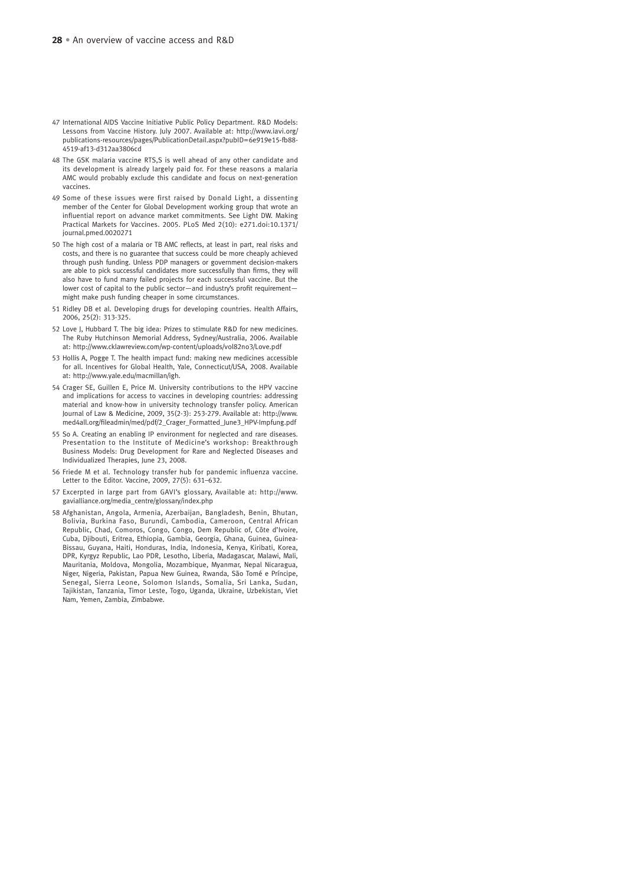47 International AIDS Vaccine Initiative Public Policy Department. R&D Models: Lessons from Vaccine History. July 2007. Available at: http://www.iavi.org/publications-resources/pages/PublicationDetail.aspx?pubID=6e919e15-fb88-4519-af13-d312aa3806cd

48 The GSK malaria vaccine RTS,S is well ahead of any other candidate and its development is already largely paid for. For these reasons a malaria AMC would probably exclude this candidate and focus on next-generation vaccines.

49 Some of these issues were first raised by Donald Light, a dissenting member of the Center for Global Development working group that wrote an influential report on advance market commitments. See Light DW. Making Practical Markets for Vaccines. 2005. PLoS Med 2(10): e271.doi:10.1371/journal.pmed.0020271

50 The high cost of a malaria or TB AMC reflects, at least in part, real risks and costs, and there is no guarantee that success could be more cheaply achieved through push funding. Unless PDP managers or government decision-makers are able to pick successful candidates more successfully than firms, they will also have to fund many failed projects for each successful vaccine. But the lower cost of capital to the public sector—and industry's profit requirement—might make push funding cheaper in some circumstances.

51 Ridley DB et al. Developing drugs for developing countries. Health Affairs, 2006, 25(2): 313-325.

52 Love J, Hubbard T. The big idea: Prizes to stimulate R&D for new medicines. The Ruby Hutchinson Memorial Address, Sydney/Australia, 2006. Available at: http://www.cklawreview.com/wp-content/uploads/vol82no3/Love.pdf

53 Hollis A, Pogge T. The health impact fund: making new medicines accessible for all. Incentives for Global Health, Yale, Connecticut/USA, 2008. Available at: http://www.yale.edu/macmillan/igh.

54 Crager SE, Guillen E, Price M. University contributions to the HPV vaccine and implications for access to vaccines in developing countries: addressing material and know-how in university technology transfer policy. American Journal of Law & Medicine, 2009, 35(2-3): 253-279. Available at: http://www.med4all.org/fileadmin/med/pdf/2_Crager_Formatted_June3_HPV-Impfung.pdf

55 So A. Creating an enabling IP environment for neglected and rare diseases. Presentation to the Institute of Medicine's workshop: Breakthrough Business Models: Drug Development for Rare and Neglected Diseases and Individualized Therapies, June 23, 2008.

56 Friede M et al. Technology transfer hub for pandemic influenza vaccine. Letter to the Editor. Vaccine, 2009, 27(5): 631–632.

57 Excerpted in large part from GAVI's glossary, Available at: http://www.gavialliance.org/media_centre/glossary/index.php

58 Afghanistan, Angola, Armenia, Azerbaijan, Bangladesh, Benin, Bhutan, Bolivia, Burkina Faso, Burundi, Cambodia, Cameroon, Central African Republic, Chad, Comoros, Congo, Congo, Dem Republic of, Côte d'Ivoire, Cuba, Djibouti, Eritrea, Ethiopia, Gambia, Georgia, Ghana, Guinea, Guinea-Bissau, Guyana, Haiti, Honduras, India, Indonesia, Kenya, Kiribati, Korea, DPR, Kyrgyz Republic, Lao PDR, Lesotho, Liberia, Madagascar, Malawi, Mali, Mauritania, Moldova, Mongolia, Mozambique, Myanmar, Nepal Nicaragua, Niger, Nigeria, Pakistan, Papua New Guinea, Rwanda, São Tomé e Príncipe, Senegal, Sierra Leone, Solomon Islands, Somalia, Sri Lanka, Sudan, Tajikistan, Tanzania, Timor Leste, Togo, Uganda, Ukraine, Uzbekistan, Viet Nam, Yemen, Zambia, Zimbabwe.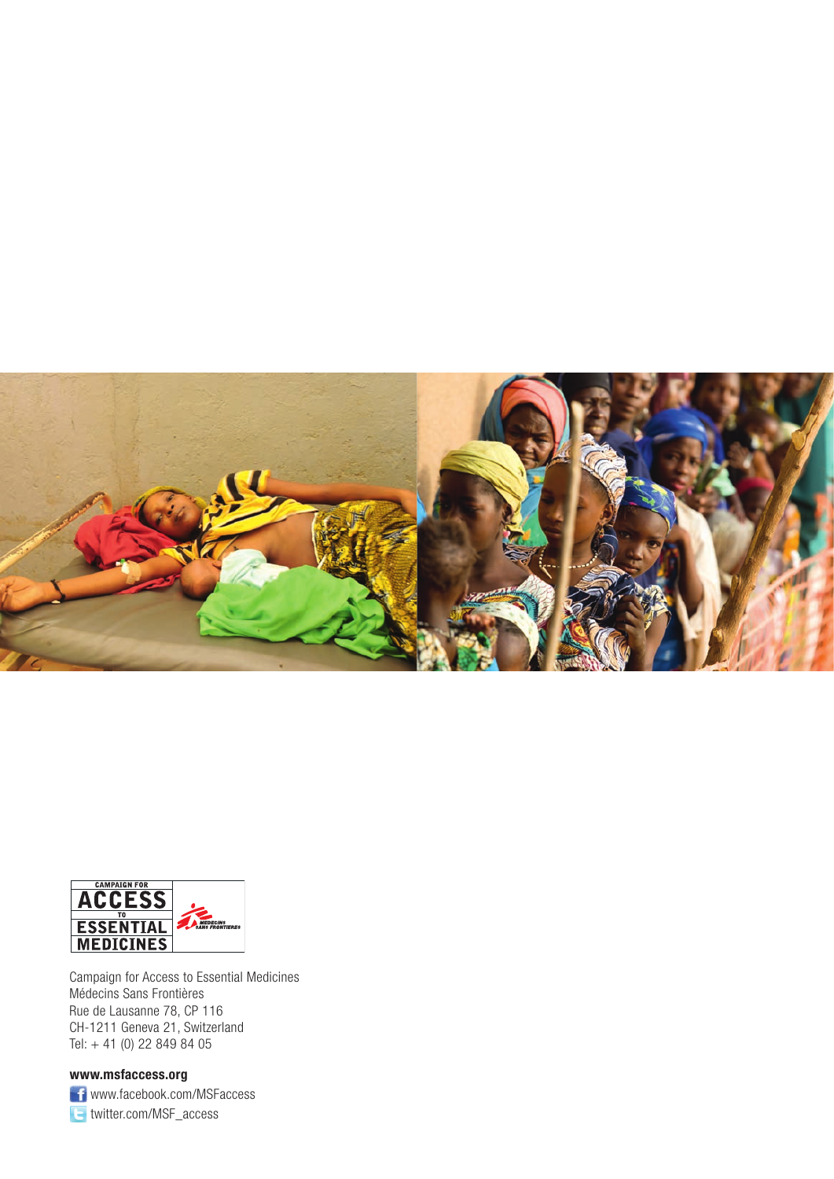Campaign for Access to Essential Medicines
Médecins Sans Frontières
Rue de Lausanne 78, CP 116
CH-1211 Geneva 21, Switzerland
Tel: + 41 (0) 22 849 84 05

**www.msfaccess.org**

www.facebook.com/MSFaccess

twitter.com/MSF_access